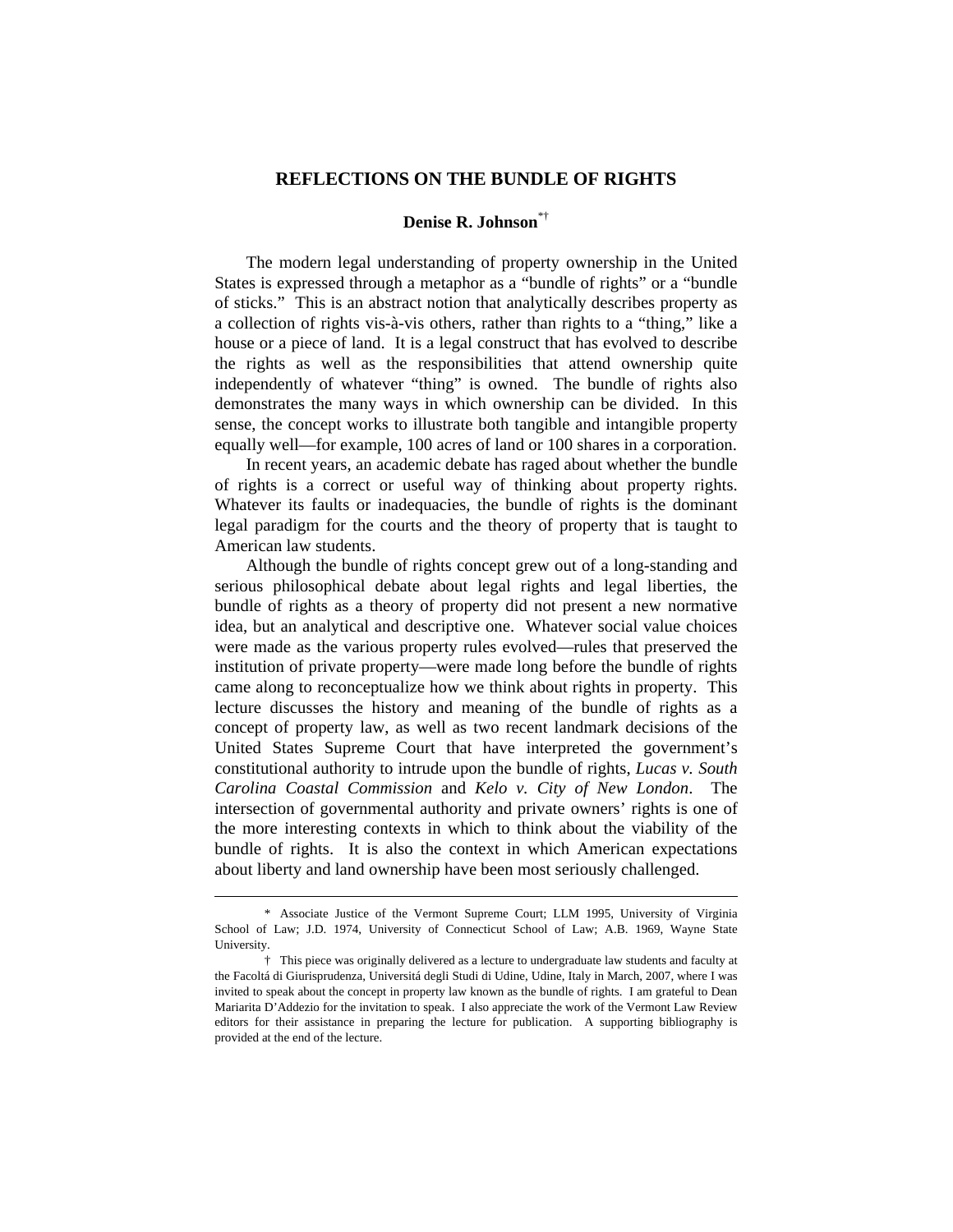# REFLECTIONS ON THE BUNDLE OF RIGHTS

**Denise R. Johnson**[*†]

The modern legal understanding of property ownership in the United States is expressed through a metaphor as a "bundle of rights" or a "bundle of sticks." This is an abstract notion that analytically describes property as a collection of rights vis-à-vis others, rather than rights to a "thing," like a house or a piece of land. It is a legal construct that has evolved to describe the rights as well as the responsibilities that attend ownership quite independently of whatever "thing" is owned. The bundle of rights also demonstrates the many ways in which ownership can be divided. In this sense, the concept works to illustrate both tangible and intangible property equally well—for example, 100 acres of land or 100 shares in a corporation.

In recent years, an academic debate has raged about whether the bundle of rights is a correct or useful way of thinking about property rights. Whatever its faults or inadequacies, the bundle of rights is the dominant legal paradigm for the courts and the theory of property that is taught to American law students.

Although the bundle of rights concept grew out of a long-standing and serious philosophical debate about legal rights and legal liberties, the bundle of rights as a theory of property did not present a new normative idea, but an analytical and descriptive one. Whatever social value choices were made as the various property rules evolved—rules that preserved the institution of private property—were made long before the bundle of rights came along to reconceptualize how we think about rights in property. This lecture discusses the history and meaning of the bundle of rights as a concept of property law, as well as two recent landmark decisions of the United States Supreme Court that have interpreted the government's constitutional authority to intrude upon the bundle of rights, *Lucas v. South Carolina Coastal Commission* and *Kelo v. City of New London*. The intersection of governmental authority and private owners' rights is one of the more interesting contexts in which to think about the viability of the bundle of rights. It is also the context in which American expectations about liberty and land ownership have been most seriously challenged.

---

\* Associate Justice of the Vermont Supreme Court; LLM 1995, University of Virginia School of Law; J.D. 1974, University of Connecticut School of Law; A.B. 1969, Wayne State University.

† This piece was originally delivered as a lecture to undergraduate law students and faculty at the Facoltá di Giurisprudenza, Universitá degli Studi di Udine, Udine, Italy in March, 2007, where I was invited to speak about the concept in property law known as the bundle of rights. I am grateful to Dean Mariarita D'Addezio for the invitation to speak. I also appreciate the work of the Vermont Law Review editors for their assistance in preparing the lecture for publication. A supporting bibliography is provided at the end of the lecture.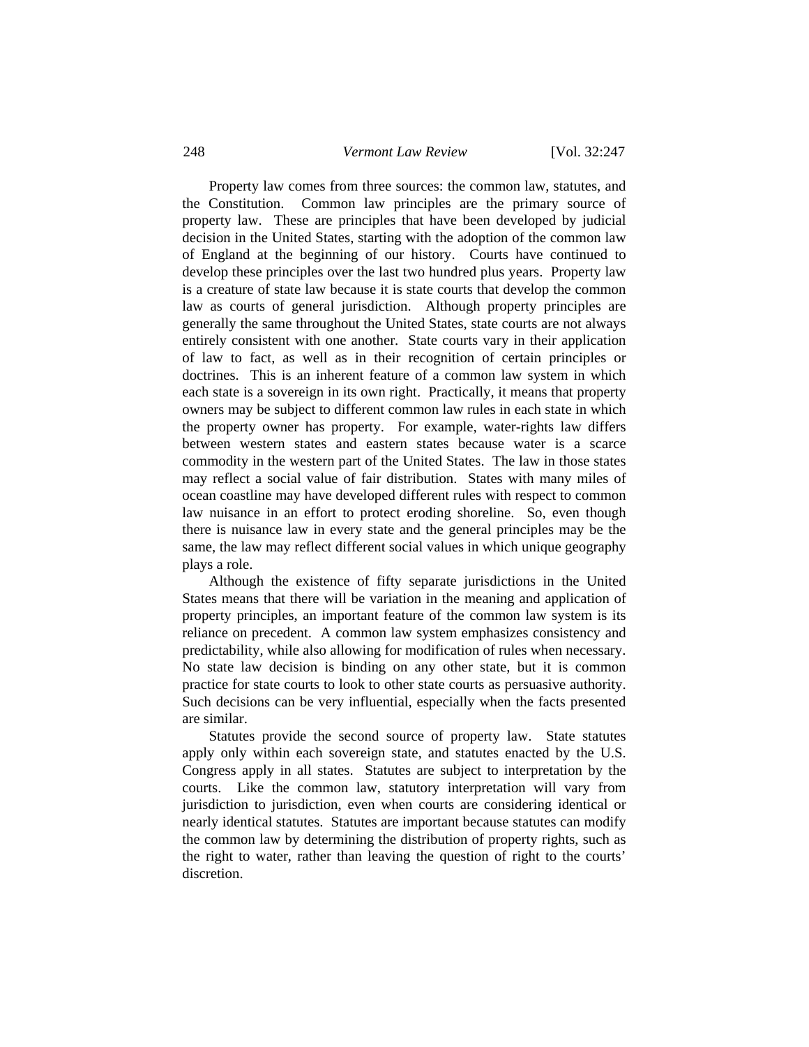Property law comes from three sources: the common law, statutes, and the Constitution. Common law principles are the primary source of property law. These are principles that have been developed by judicial decision in the United States, starting with the adoption of the common law of England at the beginning of our history. Courts have continued to develop these principles over the last two hundred plus years. Property law is a creature of state law because it is state courts that develop the common law as courts of general jurisdiction. Although property principles are generally the same throughout the United States, state courts are not always entirely consistent with one another. State courts vary in their application of law to fact, as well as in their recognition of certain principles or doctrines. This is an inherent feature of a common law system in which each state is a sovereign in its own right. Practically, it means that property owners may be subject to different common law rules in each state in which the property owner has property. For example, water-rights law differs between western states and eastern states because water is a scarce commodity in the western part of the United States. The law in those states may reflect a social value of fair distribution. States with many miles of ocean coastline may have developed different rules with respect to common law nuisance in an effort to protect eroding shoreline. So, even though there is nuisance law in every state and the general principles may be the same, the law may reflect different social values in which unique geography plays a role.

Although the existence of fifty separate jurisdictions in the United States means that there will be variation in the meaning and application of property principles, an important feature of the common law system is its reliance on precedent. A common law system emphasizes consistency and predictability, while also allowing for modification of rules when necessary. No state law decision is binding on any other state, but it is common practice for state courts to look to other state courts as persuasive authority. Such decisions can be very influential, especially when the facts presented are similar.

Statutes provide the second source of property law. State statutes apply only within each sovereign state, and statutes enacted by the U.S. Congress apply in all states. Statutes are subject to interpretation by the courts. Like the common law, statutory interpretation will vary from jurisdiction to jurisdiction, even when courts are considering identical or nearly identical statutes. Statutes are important because statutes can modify the common law by determining the distribution of property rights, such as the right to water, rather than leaving the question of right to the courts' discretion.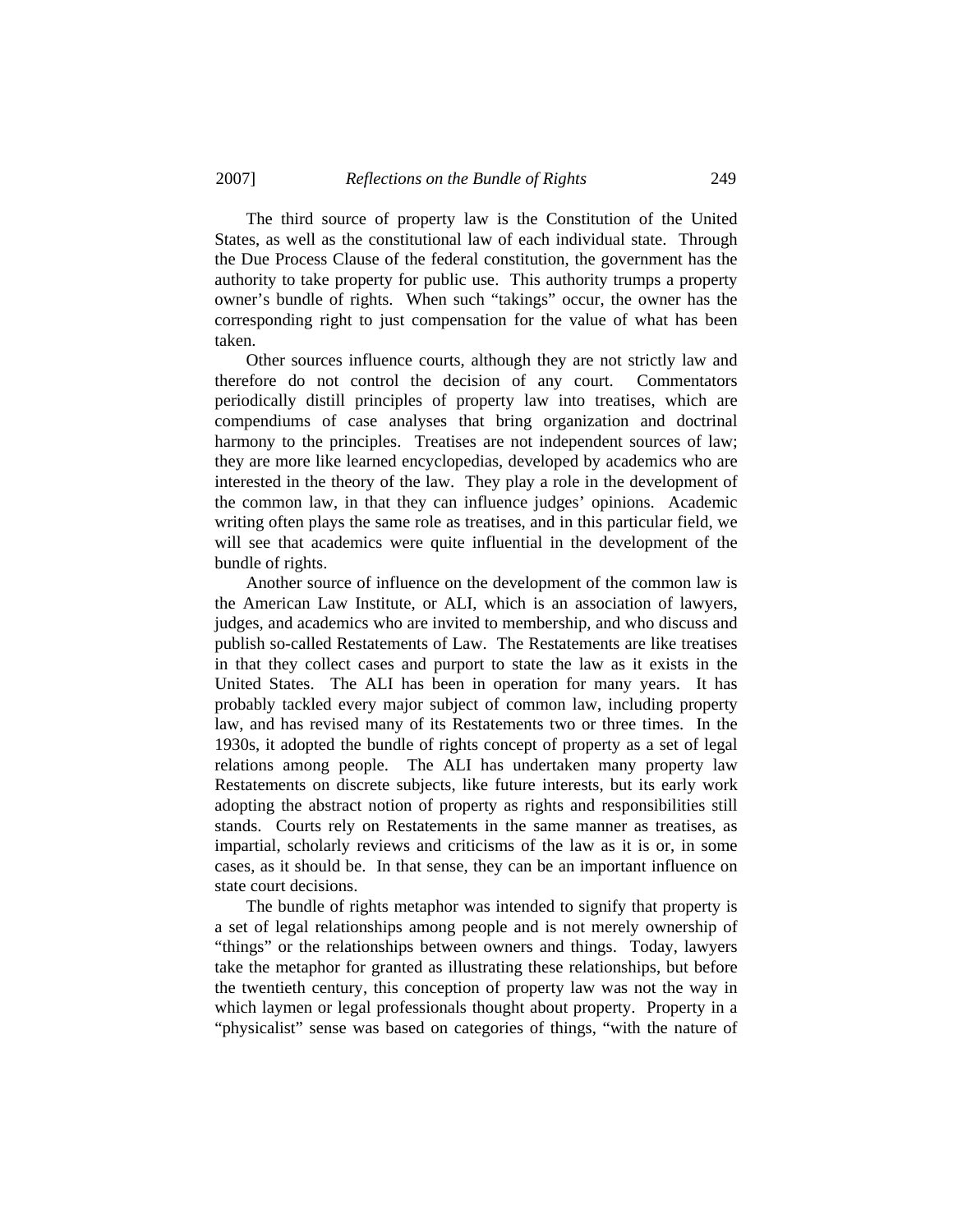The third source of property law is the Constitution of the United States, as well as the constitutional law of each individual state. Through the Due Process Clause of the federal constitution, the government has the authority to take property for public use. This authority trumps a property owner's bundle of rights. When such "takings" occur, the owner has the corresponding right to just compensation for the value of what has been taken.

Other sources influence courts, although they are not strictly law and therefore do not control the decision of any court. Commentators periodically distill principles of property law into treatises, which are compendiums of case analyses that bring organization and doctrinal harmony to the principles. Treatises are not independent sources of law; they are more like learned encyclopedias, developed by academics who are interested in the theory of the law. They play a role in the development of the common law, in that they can influence judges' opinions. Academic writing often plays the same role as treatises, and in this particular field, we will see that academics were quite influential in the development of the bundle of rights.

Another source of influence on the development of the common law is the American Law Institute, or ALI, which is an association of lawyers, judges, and academics who are invited to membership, and who discuss and publish so-called Restatements of Law. The Restatements are like treatises in that they collect cases and purport to state the law as it exists in the United States. The ALI has been in operation for many years. It has probably tackled every major subject of common law, including property law, and has revised many of its Restatements two or three times. In the 1930s, it adopted the bundle of rights concept of property as a set of legal relations among people. The ALI has undertaken many property law Restatements on discrete subjects, like future interests, but its early work adopting the abstract notion of property as rights and responsibilities still stands. Courts rely on Restatements in the same manner as treatises, as impartial, scholarly reviews and criticisms of the law as it is or, in some cases, as it should be. In that sense, they can be an important influence on state court decisions.

The bundle of rights metaphor was intended to signify that property is a set of legal relationships among people and is not merely ownership of "things" or the relationships between owners and things. Today, lawyers take the metaphor for granted as illustrating these relationships, but before the twentieth century, this conception of property law was not the way in which laymen or legal professionals thought about property. Property in a "physicalist" sense was based on categories of things, "with the nature of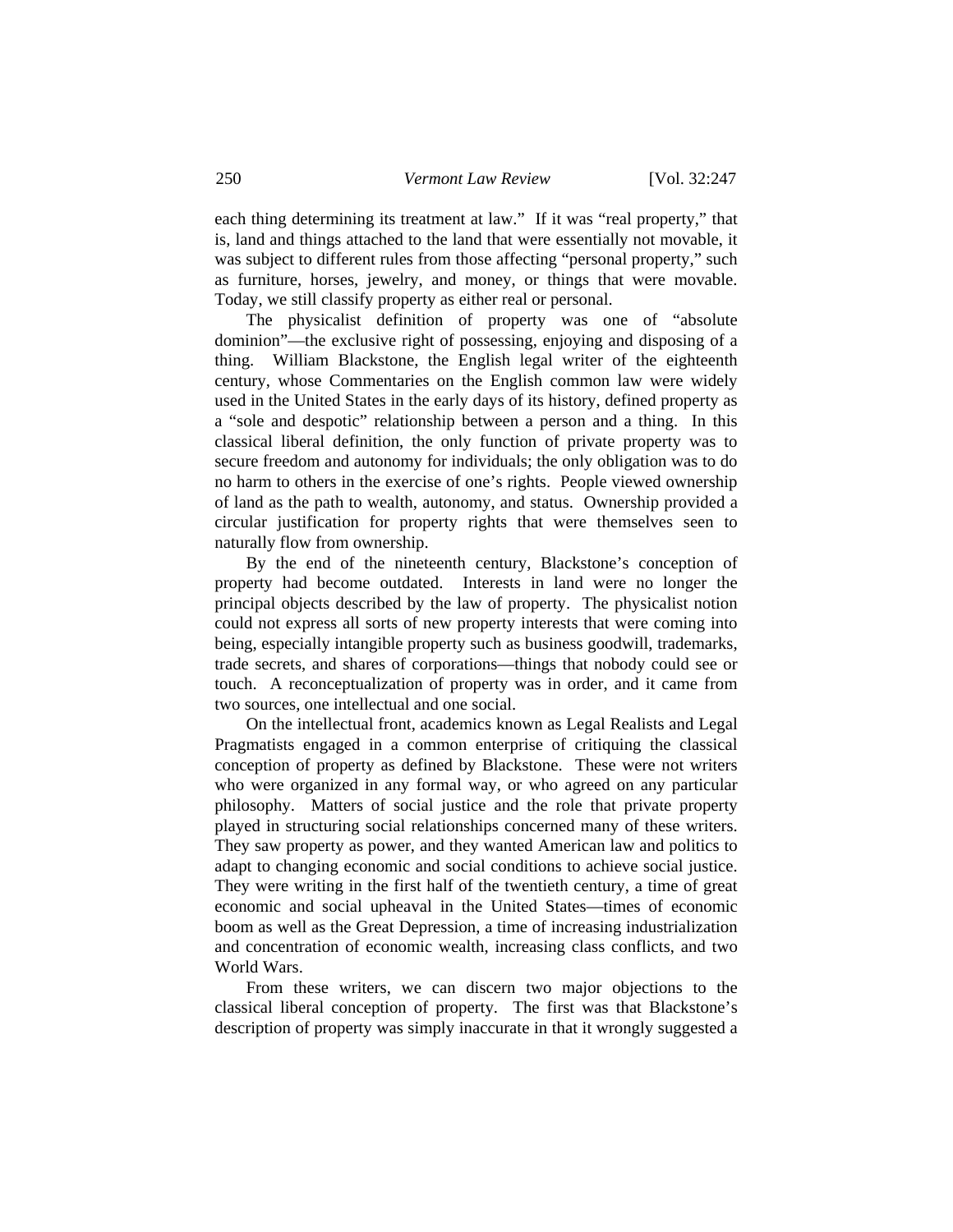each thing determining its treatment at law." If it was "real property," that is, land and things attached to the land that were essentially not movable, it was subject to different rules from those affecting "personal property," such as furniture, horses, jewelry, and money, or things that were movable. Today, we still classify property as either real or personal.

The physicalist definition of property was one of "absolute dominion"—the exclusive right of possessing, enjoying and disposing of a thing. William Blackstone, the English legal writer of the eighteenth century, whose Commentaries on the English common law were widely used in the United States in the early days of its history, defined property as a "sole and despotic" relationship between a person and a thing. In this classical liberal definition, the only function of private property was to secure freedom and autonomy for individuals; the only obligation was to do no harm to others in the exercise of one's rights. People viewed ownership of land as the path to wealth, autonomy, and status. Ownership provided a circular justification for property rights that were themselves seen to naturally flow from ownership.

By the end of the nineteenth century, Blackstone's conception of property had become outdated. Interests in land were no longer the principal objects described by the law of property. The physicalist notion could not express all sorts of new property interests that were coming into being, especially intangible property such as business goodwill, trademarks, trade secrets, and shares of corporations—things that nobody could see or touch. A reconceptualization of property was in order, and it came from two sources, one intellectual and one social.

On the intellectual front, academics known as Legal Realists and Legal Pragmatists engaged in a common enterprise of critiquing the classical conception of property as defined by Blackstone. These were not writers who were organized in any formal way, or who agreed on any particular philosophy. Matters of social justice and the role that private property played in structuring social relationships concerned many of these writers. They saw property as power, and they wanted American law and politics to adapt to changing economic and social conditions to achieve social justice. They were writing in the first half of the twentieth century, a time of great economic and social upheaval in the United States—times of economic boom as well as the Great Depression, a time of increasing industrialization and concentration of economic wealth, increasing class conflicts, and two World Wars.

From these writers, we can discern two major objections to the classical liberal conception of property. The first was that Blackstone's description of property was simply inaccurate in that it wrongly suggested a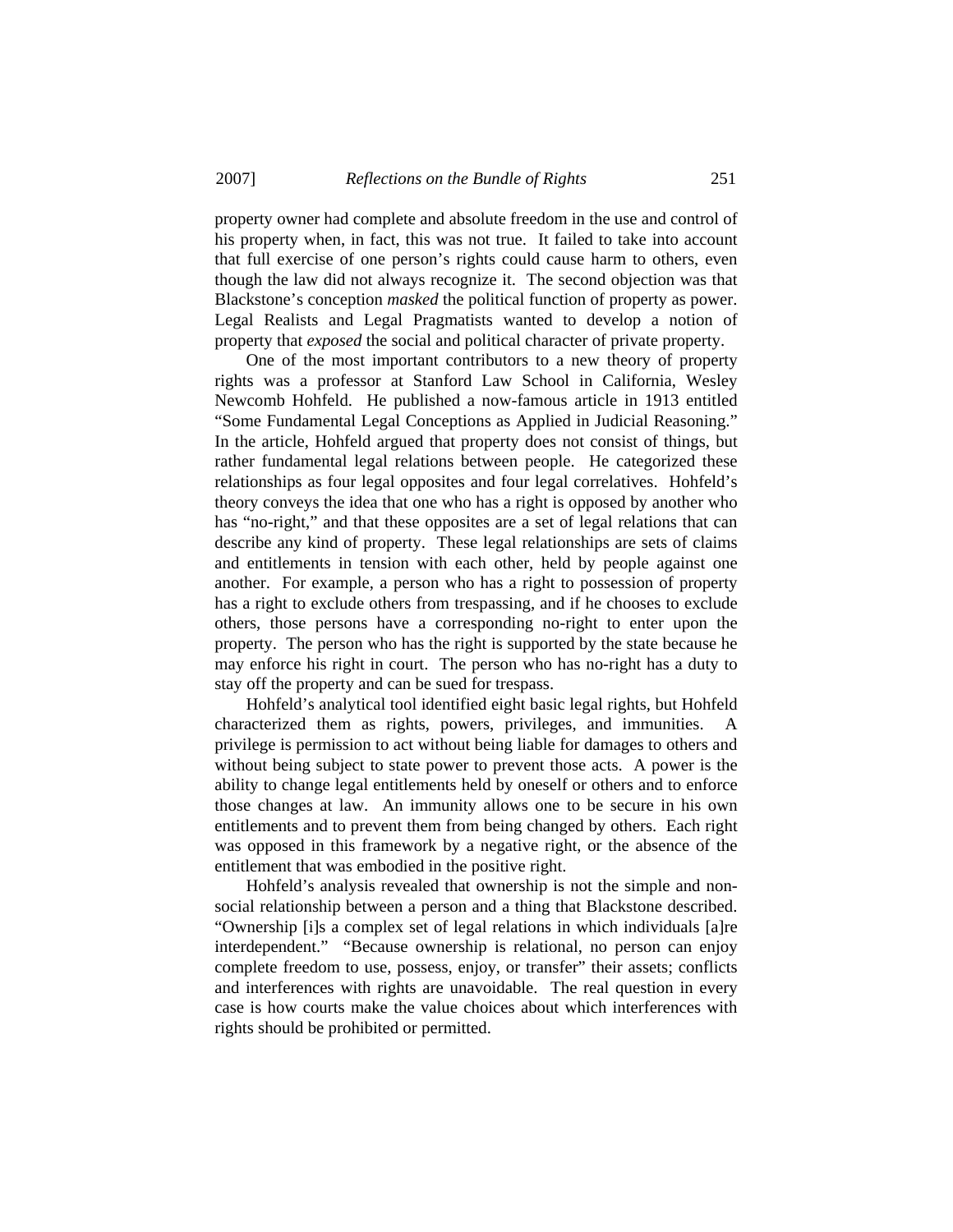property owner had complete and absolute freedom in the use and control of his property when, in fact, this was not true. It failed to take into account that full exercise of one person's rights could cause harm to others, even though the law did not always recognize it. The second objection was that Blackstone's conception *masked* the political function of property as power. Legal Realists and Legal Pragmatists wanted to develop a notion of property that *exposed* the social and political character of private property.

One of the most important contributors to a new theory of property rights was a professor at Stanford Law School in California, Wesley Newcomb Hohfeld. He published a now-famous article in 1913 entitled "Some Fundamental Legal Conceptions as Applied in Judicial Reasoning." In the article, Hohfeld argued that property does not consist of things, but rather fundamental legal relations between people. He categorized these relationships as four legal opposites and four legal correlatives. Hohfeld's theory conveys the idea that one who has a right is opposed by another who has "no-right," and that these opposites are a set of legal relations that can describe any kind of property. These legal relationships are sets of claims and entitlements in tension with each other, held by people against one another. For example, a person who has a right to possession of property has a right to exclude others from trespassing, and if he chooses to exclude others, those persons have a corresponding no-right to enter upon the property. The person who has the right is supported by the state because he may enforce his right in court. The person who has no-right has a duty to stay off the property and can be sued for trespass.

Hohfeld's analytical tool identified eight basic legal rights, but Hohfeld characterized them as rights, powers, privileges, and immunities. A privilege is permission to act without being liable for damages to others and without being subject to state power to prevent those acts. A power is the ability to change legal entitlements held by oneself or others and to enforce those changes at law. An immunity allows one to be secure in his own entitlements and to prevent them from being changed by others. Each right was opposed in this framework by a negative right, or the absence of the entitlement that was embodied in the positive right.

Hohfeld's analysis revealed that ownership is not the simple and non-social relationship between a person and a thing that Blackstone described. "Ownership [i]s a complex set of legal relations in which individuals [a]re interdependent." "Because ownership is relational, no person can enjoy complete freedom to use, possess, enjoy, or transfer" their assets; conflicts and interferences with rights are unavoidable. The real question in every case is how courts make the value choices about which interferences with rights should be prohibited or permitted.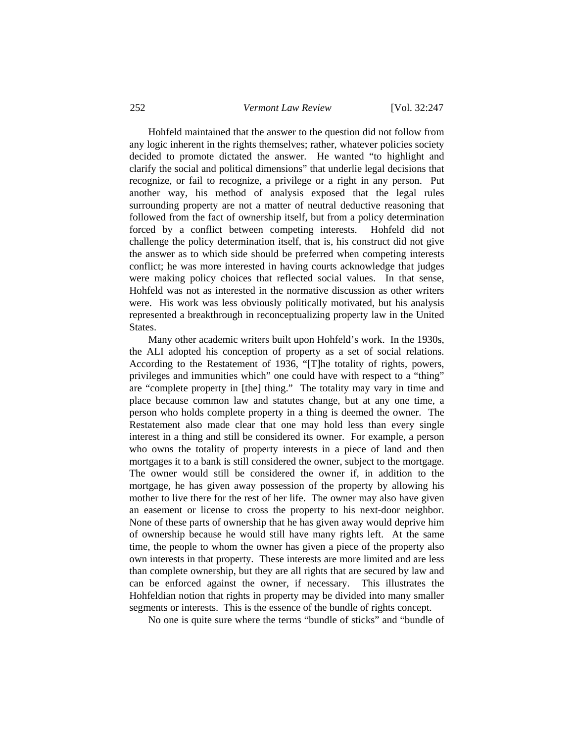Hohfeld maintained that the answer to the question did not follow from any logic inherent in the rights themselves; rather, whatever policies society decided to promote dictated the answer. He wanted "to highlight and clarify the social and political dimensions" that underlie legal decisions that recognize, or fail to recognize, a privilege or a right in any person. Put another way, his method of analysis exposed that the legal rules surrounding property are not a matter of neutral deductive reasoning that followed from the fact of ownership itself, but from a policy determination forced by a conflict between competing interests. Hohfeld did not challenge the policy determination itself, that is, his construct did not give the answer as to which side should be preferred when competing interests conflict; he was more interested in having courts acknowledge that judges were making policy choices that reflected social values. In that sense, Hohfeld was not as interested in the normative discussion as other writers were. His work was less obviously politically motivated, but his analysis represented a breakthrough in reconceptualizing property law in the United States.

Many other academic writers built upon Hohfeld's work. In the 1930s, the ALI adopted his conception of property as a set of social relations. According to the Restatement of 1936, "[T]he totality of rights, powers, privileges and immunities which" one could have with respect to a "thing" are "complete property in [the] thing." The totality may vary in time and place because common law and statutes change, but at any one time, a person who holds complete property in a thing is deemed the owner. The Restatement also made clear that one may hold less than every single interest in a thing and still be considered its owner. For example, a person who owns the totality of property interests in a piece of land and then mortgages it to a bank is still considered the owner, subject to the mortgage. The owner would still be considered the owner if, in addition to the mortgage, he has given away possession of the property by allowing his mother to live there for the rest of her life. The owner may also have given an easement or license to cross the property to his next-door neighbor. None of these parts of ownership that he has given away would deprive him of ownership because he would still have many rights left. At the same time, the people to whom the owner has given a piece of the property also own interests in that property. These interests are more limited and are less than complete ownership, but they are all rights that are secured by law and can be enforced against the owner, if necessary. This illustrates the Hohfeldian notion that rights in property may be divided into many smaller segments or interests. This is the essence of the bundle of rights concept.

No one is quite sure where the terms "bundle of sticks" and "bundle of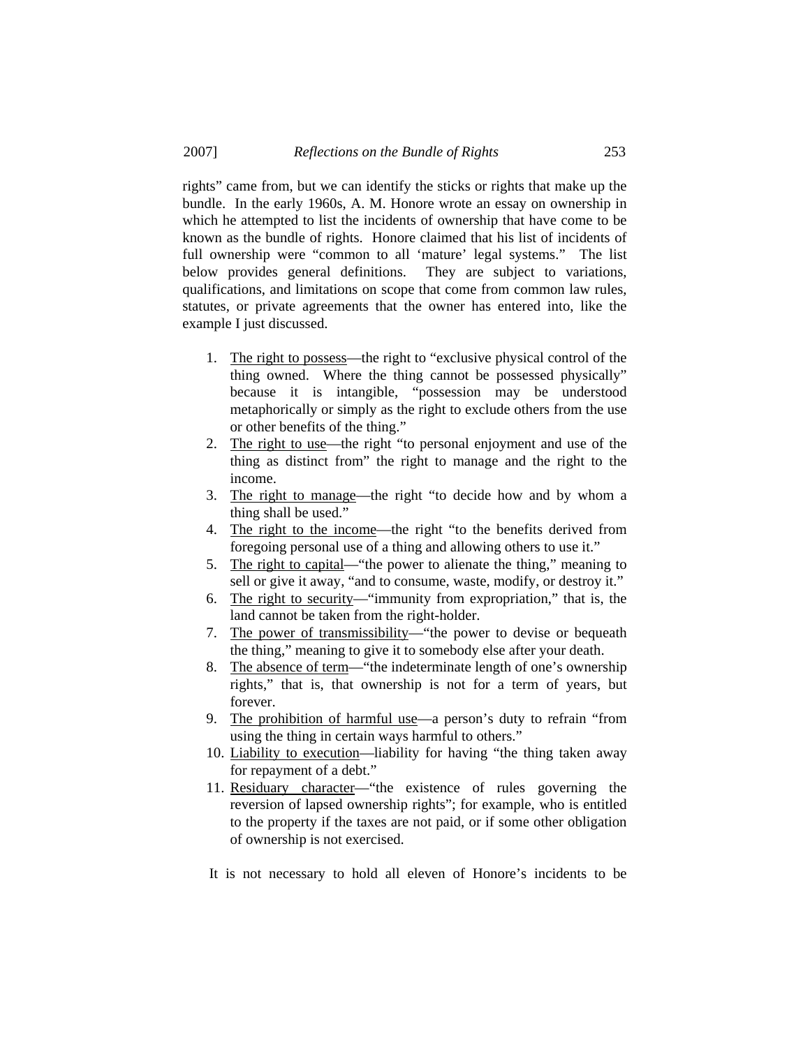rights" came from, but we can identify the sticks or rights that make up the bundle. In the early 1960s, A. M. Honore wrote an essay on ownership in which he attempted to list the incidents of ownership that have come to be known as the bundle of rights. Honore claimed that his list of incidents of full ownership were "common to all 'mature' legal systems." The list below provides general definitions. They are subject to variations, qualifications, and limitations on scope that come from common law rules, statutes, or private agreements that the owner has entered into, like the example I just discussed.

1. The right to possess—the right to "exclusive physical control of the thing owned. Where the thing cannot be possessed physically" because it is intangible, "possession may be understood metaphorically or simply as the right to exclude others from the use or other benefits of the thing."
2. The right to use—the right "to personal enjoyment and use of the thing as distinct from" the right to manage and the right to the income.
3. The right to manage—the right "to decide how and by whom a thing shall be used."
4. The right to the income—the right "to the benefits derived from foregoing personal use of a thing and allowing others to use it."
5. The right to capital—"the power to alienate the thing," meaning to sell or give it away, "and to consume, waste, modify, or destroy it."
6. The right to security—"immunity from expropriation," that is, the land cannot be taken from the right-holder.
7. The power of transmissibility—"the power to devise or bequeath the thing," meaning to give it to somebody else after your death.
8. The absence of term—"the indeterminate length of one's ownership rights," that is, that ownership is not for a term of years, but forever.
9. The prohibition of harmful use—a person's duty to refrain "from using the thing in certain ways harmful to others."
10. Liability to execution—liability for having "the thing taken away for repayment of a debt."
11. Residuary character—"the existence of rules governing the reversion of lapsed ownership rights"; for example, who is entitled to the property if the taxes are not paid, or if some other obligation of ownership is not exercised.

It is not necessary to hold all eleven of Honore's incidents to be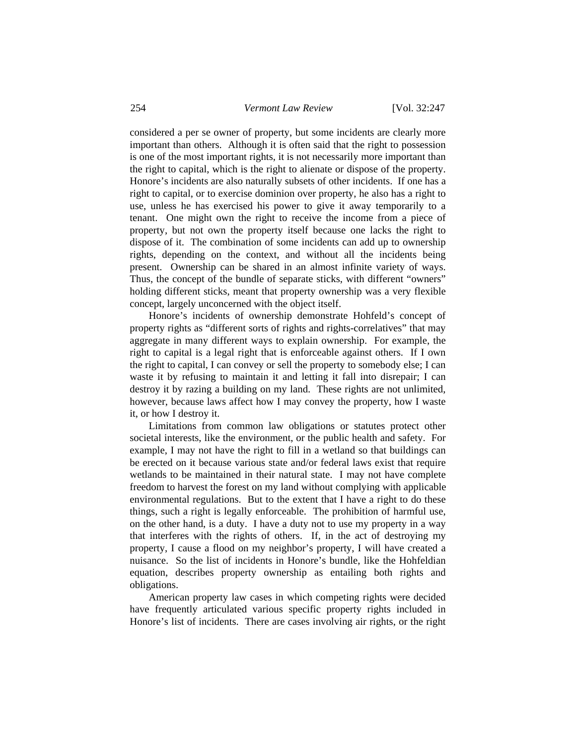considered a per se owner of property, but some incidents are clearly more important than others. Although it is often said that the right to possession is one of the most important rights, it is not necessarily more important than the right to capital, which is the right to alienate or dispose of the property. Honore's incidents are also naturally subsets of other incidents. If one has a right to capital, or to exercise dominion over property, he also has a right to use, unless he has exercised his power to give it away temporarily to a tenant. One might own the right to receive the income from a piece of property, but not own the property itself because one lacks the right to dispose of it. The combination of some incidents can add up to ownership rights, depending on the context, and without all the incidents being present. Ownership can be shared in an almost infinite variety of ways. Thus, the concept of the bundle of separate sticks, with different "owners" holding different sticks, meant that property ownership was a very flexible concept, largely unconcerned with the object itself.

Honore's incidents of ownership demonstrate Hohfeld's concept of property rights as "different sorts of rights and rights-correlatives" that may aggregate in many different ways to explain ownership. For example, the right to capital is a legal right that is enforceable against others. If I own the right to capital, I can convey or sell the property to somebody else; I can waste it by refusing to maintain it and letting it fall into disrepair; I can destroy it by razing a building on my land. These rights are not unlimited, however, because laws affect how I may convey the property, how I waste it, or how I destroy it.

Limitations from common law obligations or statutes protect other societal interests, like the environment, or the public health and safety. For example, I may not have the right to fill in a wetland so that buildings can be erected on it because various state and/or federal laws exist that require wetlands to be maintained in their natural state. I may not have complete freedom to harvest the forest on my land without complying with applicable environmental regulations. But to the extent that I have a right to do these things, such a right is legally enforceable. The prohibition of harmful use, on the other hand, is a duty. I have a duty not to use my property in a way that interferes with the rights of others. If, in the act of destroying my property, I cause a flood on my neighbor's property, I will have created a nuisance. So the list of incidents in Honore's bundle, like the Hohfeldian equation, describes property ownership as entailing both rights and obligations.

American property law cases in which competing rights were decided have frequently articulated various specific property rights included in Honore's list of incidents. There are cases involving air rights, or the right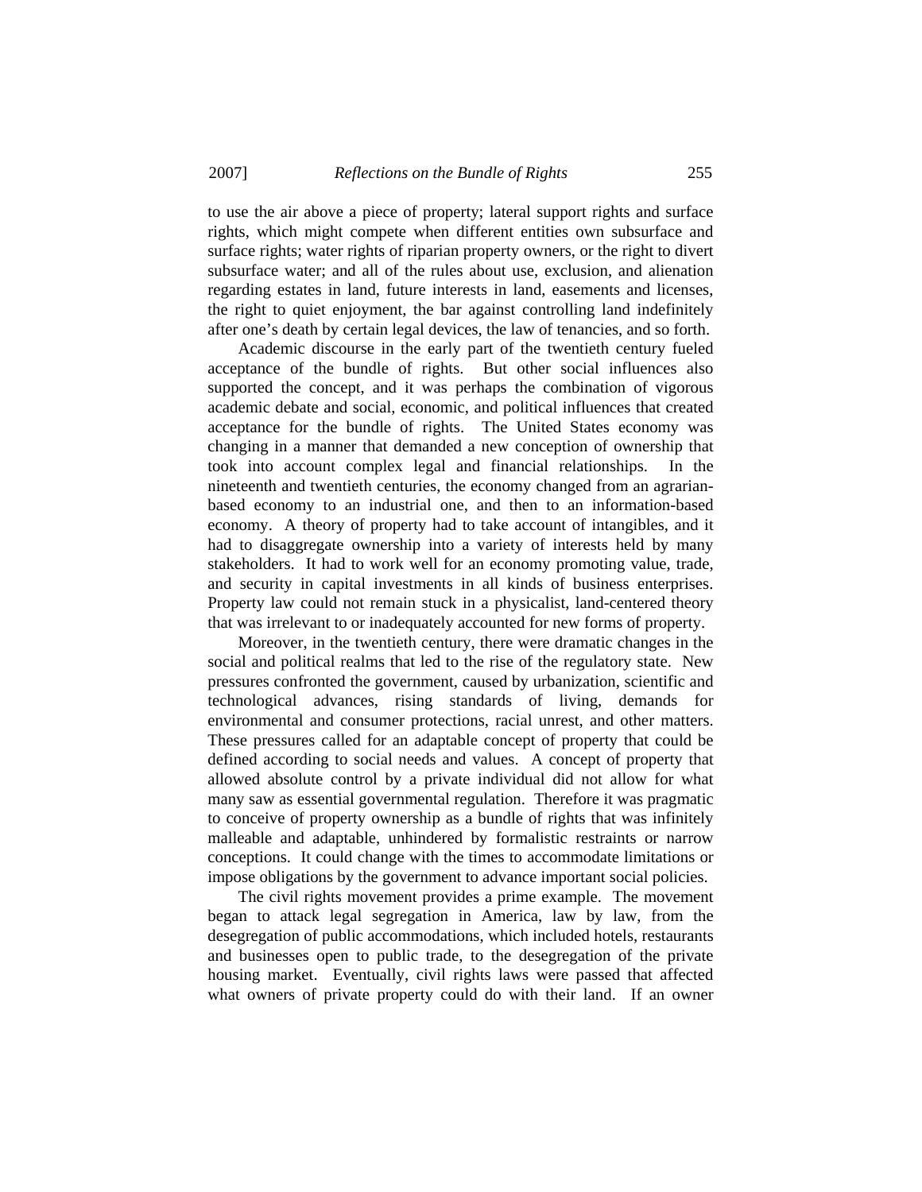to use the air above a piece of property; lateral support rights and surface rights, which might compete when different entities own subsurface and surface rights; water rights of riparian property owners, or the right to divert subsurface water; and all of the rules about use, exclusion, and alienation regarding estates in land, future interests in land, easements and licenses, the right to quiet enjoyment, the bar against controlling land indefinitely after one's death by certain legal devices, the law of tenancies, and so forth.

Academic discourse in the early part of the twentieth century fueled acceptance of the bundle of rights. But other social influences also supported the concept, and it was perhaps the combination of vigorous academic debate and social, economic, and political influences that created acceptance for the bundle of rights. The United States economy was changing in a manner that demanded a new conception of ownership that took into account complex legal and financial relationships. In the nineteenth and twentieth centuries, the economy changed from an agrarian-based economy to an industrial one, and then to an information-based economy. A theory of property had to take account of intangibles, and it had to disaggregate ownership into a variety of interests held by many stakeholders. It had to work well for an economy promoting value, trade, and security in capital investments in all kinds of business enterprises. Property law could not remain stuck in a physicalist, land-centered theory that was irrelevant to or inadequately accounted for new forms of property.

Moreover, in the twentieth century, there were dramatic changes in the social and political realms that led to the rise of the regulatory state. New pressures confronted the government, caused by urbanization, scientific and technological advances, rising standards of living, demands for environmental and consumer protections, racial unrest, and other matters. These pressures called for an adaptable concept of property that could be defined according to social needs and values. A concept of property that allowed absolute control by a private individual did not allow for what many saw as essential governmental regulation. Therefore it was pragmatic to conceive of property ownership as a bundle of rights that was infinitely malleable and adaptable, unhindered by formalistic restraints or narrow conceptions. It could change with the times to accommodate limitations or impose obligations by the government to advance important social policies.

The civil rights movement provides a prime example. The movement began to attack legal segregation in America, law by law, from the desegregation of public accommodations, which included hotels, restaurants and businesses open to public trade, to the desegregation of the private housing market. Eventually, civil rights laws were passed that affected what owners of private property could do with their land. If an owner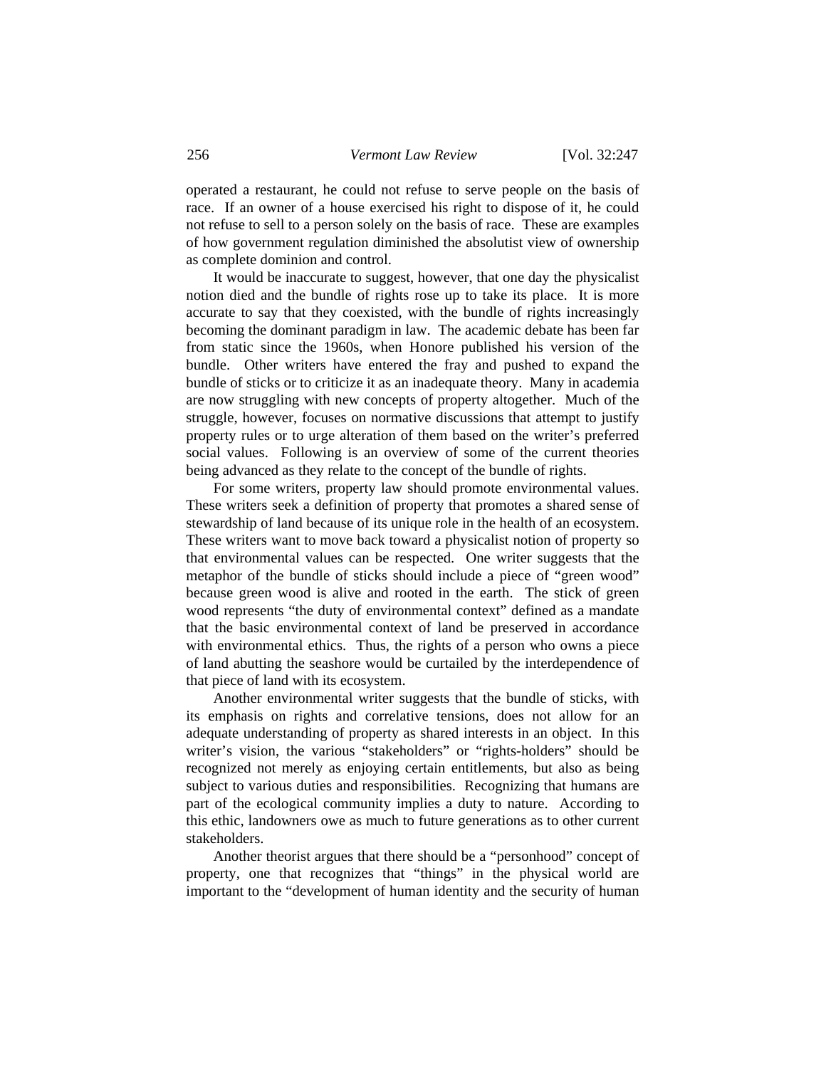operated a restaurant, he could not refuse to serve people on the basis of race. If an owner of a house exercised his right to dispose of it, he could not refuse to sell to a person solely on the basis of race. These are examples of how government regulation diminished the absolutist view of ownership as complete dominion and control.

It would be inaccurate to suggest, however, that one day the physicalist notion died and the bundle of rights rose up to take its place. It is more accurate to say that they coexisted, with the bundle of rights increasingly becoming the dominant paradigm in law. The academic debate has been far from static since the 1960s, when Honore published his version of the bundle. Other writers have entered the fray and pushed to expand the bundle of sticks or to criticize it as an inadequate theory. Many in academia are now struggling with new concepts of property altogether. Much of the struggle, however, focuses on normative discussions that attempt to justify property rules or to urge alteration of them based on the writer's preferred social values. Following is an overview of some of the current theories being advanced as they relate to the concept of the bundle of rights.

For some writers, property law should promote environmental values. These writers seek a definition of property that promotes a shared sense of stewardship of land because of its unique role in the health of an ecosystem. These writers want to move back toward a physicalist notion of property so that environmental values can be respected. One writer suggests that the metaphor of the bundle of sticks should include a piece of "green wood" because green wood is alive and rooted in the earth. The stick of green wood represents "the duty of environmental context" defined as a mandate that the basic environmental context of land be preserved in accordance with environmental ethics. Thus, the rights of a person who owns a piece of land abutting the seashore would be curtailed by the interdependence of that piece of land with its ecosystem.

Another environmental writer suggests that the bundle of sticks, with its emphasis on rights and correlative tensions, does not allow for an adequate understanding of property as shared interests in an object. In this writer's vision, the various "stakeholders" or "rights-holders" should be recognized not merely as enjoying certain entitlements, but also as being subject to various duties and responsibilities. Recognizing that humans are part of the ecological community implies a duty to nature. According to this ethic, landowners owe as much to future generations as to other current stakeholders.

Another theorist argues that there should be a "personhood" concept of property, one that recognizes that "things" in the physical world are important to the "development of human identity and the security of human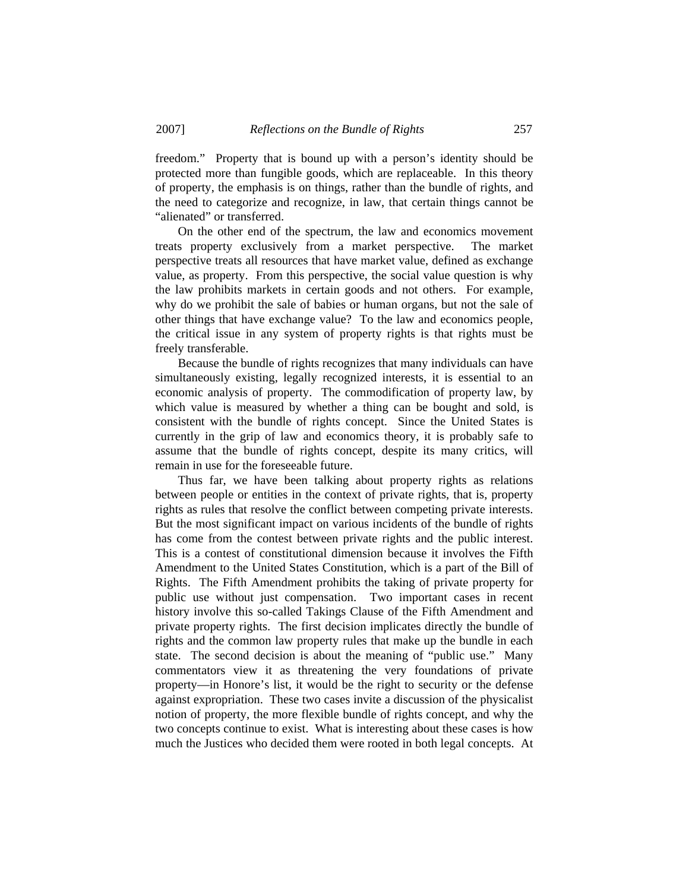freedom." Property that is bound up with a person's identity should be protected more than fungible goods, which are replaceable. In this theory of property, the emphasis is on things, rather than the bundle of rights, and the need to categorize and recognize, in law, that certain things cannot be "alienated" or transferred.

On the other end of the spectrum, the law and economics movement treats property exclusively from a market perspective. The market perspective treats all resources that have market value, defined as exchange value, as property. From this perspective, the social value question is why the law prohibits markets in certain goods and not others. For example, why do we prohibit the sale of babies or human organs, but not the sale of other things that have exchange value? To the law and economics people, the critical issue in any system of property rights is that rights must be freely transferable.

Because the bundle of rights recognizes that many individuals can have simultaneously existing, legally recognized interests, it is essential to an economic analysis of property. The commodification of property law, by which value is measured by whether a thing can be bought and sold, is consistent with the bundle of rights concept. Since the United States is currently in the grip of law and economics theory, it is probably safe to assume that the bundle of rights concept, despite its many critics, will remain in use for the foreseeable future.

Thus far, we have been talking about property rights as relations between people or entities in the context of private rights, that is, property rights as rules that resolve the conflict between competing private interests. But the most significant impact on various incidents of the bundle of rights has come from the contest between private rights and the public interest. This is a contest of constitutional dimension because it involves the Fifth Amendment to the United States Constitution, which is a part of the Bill of Rights. The Fifth Amendment prohibits the taking of private property for public use without just compensation. Two important cases in recent history involve this so-called Takings Clause of the Fifth Amendment and private property rights. The first decision implicates directly the bundle of rights and the common law property rules that make up the bundle in each state. The second decision is about the meaning of "public use." Many commentators view it as threatening the very foundations of private property—in Honore's list, it would be the right to security or the defense against expropriation. These two cases invite a discussion of the physicalist notion of property, the more flexible bundle of rights concept, and why the two concepts continue to exist. What is interesting about these cases is how much the Justices who decided them were rooted in both legal concepts. At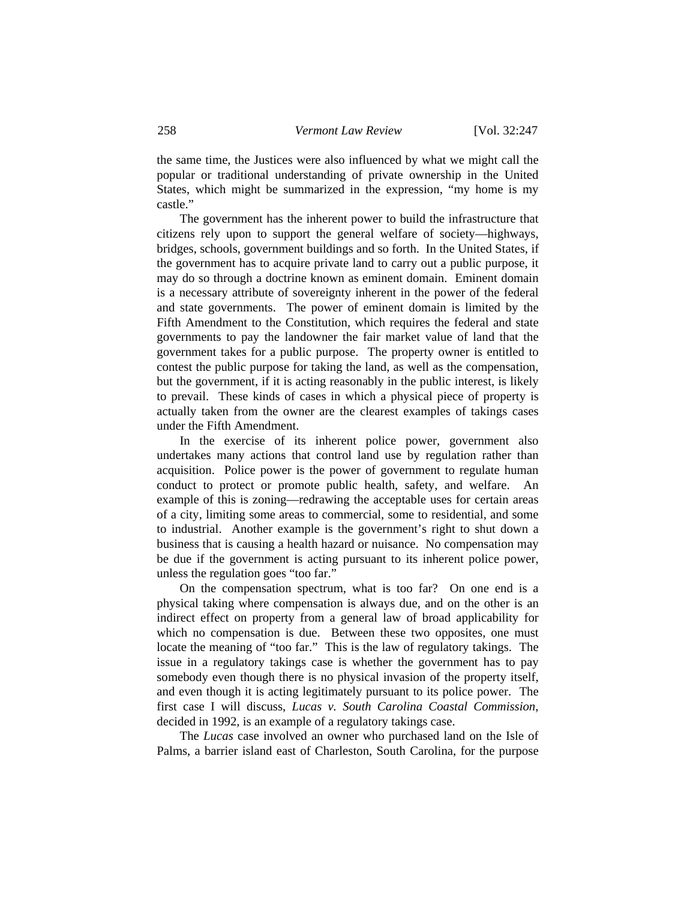the same time, the Justices were also influenced by what we might call the popular or traditional understanding of private ownership in the United States, which might be summarized in the expression, "my home is my castle."

The government has the inherent power to build the infrastructure that citizens rely upon to support the general welfare of society—highways, bridges, schools, government buildings and so forth. In the United States, if the government has to acquire private land to carry out a public purpose, it may do so through a doctrine known as eminent domain. Eminent domain is a necessary attribute of sovereignty inherent in the power of the federal and state governments. The power of eminent domain is limited by the Fifth Amendment to the Constitution, which requires the federal and state governments to pay the landowner the fair market value of land that the government takes for a public purpose. The property owner is entitled to contest the public purpose for taking the land, as well as the compensation, but the government, if it is acting reasonably in the public interest, is likely to prevail. These kinds of cases in which a physical piece of property is actually taken from the owner are the clearest examples of takings cases under the Fifth Amendment.

In the exercise of its inherent police power, government also undertakes many actions that control land use by regulation rather than acquisition. Police power is the power of government to regulate human conduct to protect or promote public health, safety, and welfare. An example of this is zoning—redrawing the acceptable uses for certain areas of a city, limiting some areas to commercial, some to residential, and some to industrial. Another example is the government's right to shut down a business that is causing a health hazard or nuisance. No compensation may be due if the government is acting pursuant to its inherent police power, unless the regulation goes "too far."

On the compensation spectrum, what is too far? On one end is a physical taking where compensation is always due, and on the other is an indirect effect on property from a general law of broad applicability for which no compensation is due. Between these two opposites, one must locate the meaning of "too far." This is the law of regulatory takings. The issue in a regulatory takings case is whether the government has to pay somebody even though there is no physical invasion of the property itself, and even though it is acting legitimately pursuant to its police power. The first case I will discuss, *Lucas v. South Carolina Coastal Commission*, decided in 1992, is an example of a regulatory takings case.

The *Lucas* case involved an owner who purchased land on the Isle of Palms, a barrier island east of Charleston, South Carolina, for the purpose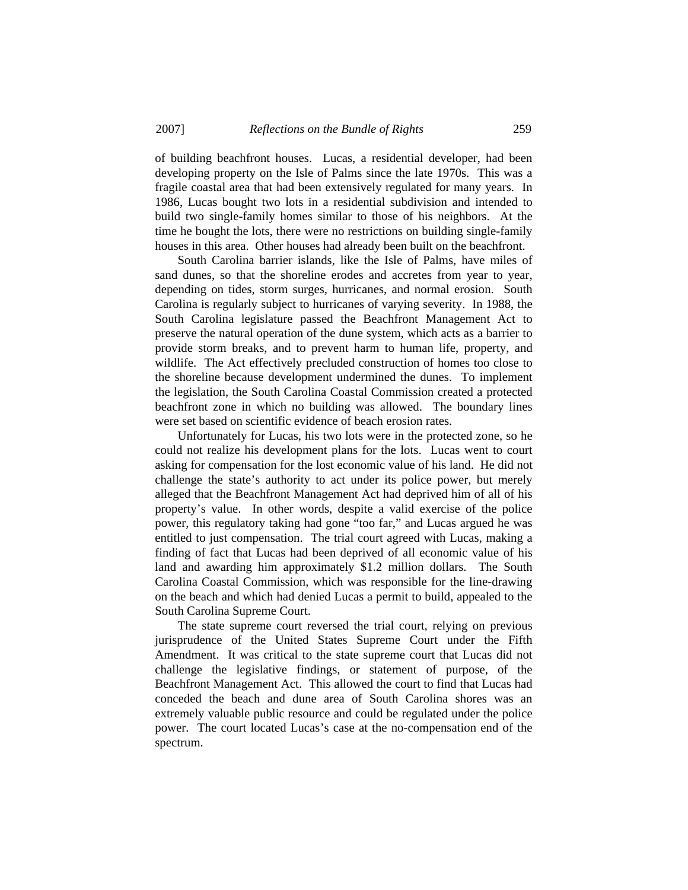of building beachfront houses. Lucas, a residential developer, had been developing property on the Isle of Palms since the late 1970s. This was a fragile coastal area that had been extensively regulated for many years. In 1986, Lucas bought two lots in a residential subdivision and intended to build two single-family homes similar to those of his neighbors. At the time he bought the lots, there were no restrictions on building single-family houses in this area. Other houses had already been built on the beachfront.

South Carolina barrier islands, like the Isle of Palms, have miles of sand dunes, so that the shoreline erodes and accretes from year to year, depending on tides, storm surges, hurricanes, and normal erosion. South Carolina is regularly subject to hurricanes of varying severity. In 1988, the South Carolina legislature passed the Beachfront Management Act to preserve the natural operation of the dune system, which acts as a barrier to provide storm breaks, and to prevent harm to human life, property, and wildlife. The Act effectively precluded construction of homes too close to the shoreline because development undermined the dunes. To implement the legislation, the South Carolina Coastal Commission created a protected beachfront zone in which no building was allowed. The boundary lines were set based on scientific evidence of beach erosion rates.

Unfortunately for Lucas, his two lots were in the protected zone, so he could not realize his development plans for the lots. Lucas went to court asking for compensation for the lost economic value of his land. He did not challenge the state's authority to act under its police power, but merely alleged that the Beachfront Management Act had deprived him of all of his property's value. In other words, despite a valid exercise of the police power, this regulatory taking had gone "too far," and Lucas argued he was entitled to just compensation. The trial court agreed with Lucas, making a finding of fact that Lucas had been deprived of all economic value of his land and awarding him approximately $1.2 million dollars. The South Carolina Coastal Commission, which was responsible for the line-drawing on the beach and which had denied Lucas a permit to build, appealed to the South Carolina Supreme Court.

The state supreme court reversed the trial court, relying on previous jurisprudence of the United States Supreme Court under the Fifth Amendment. It was critical to the state supreme court that Lucas did not challenge the legislative findings, or statement of purpose, of the Beachfront Management Act. This allowed the court to find that Lucas had conceded the beach and dune area of South Carolina shores was an extremely valuable public resource and could be regulated under the police power. The court located Lucas's case at the no-compensation end of the spectrum.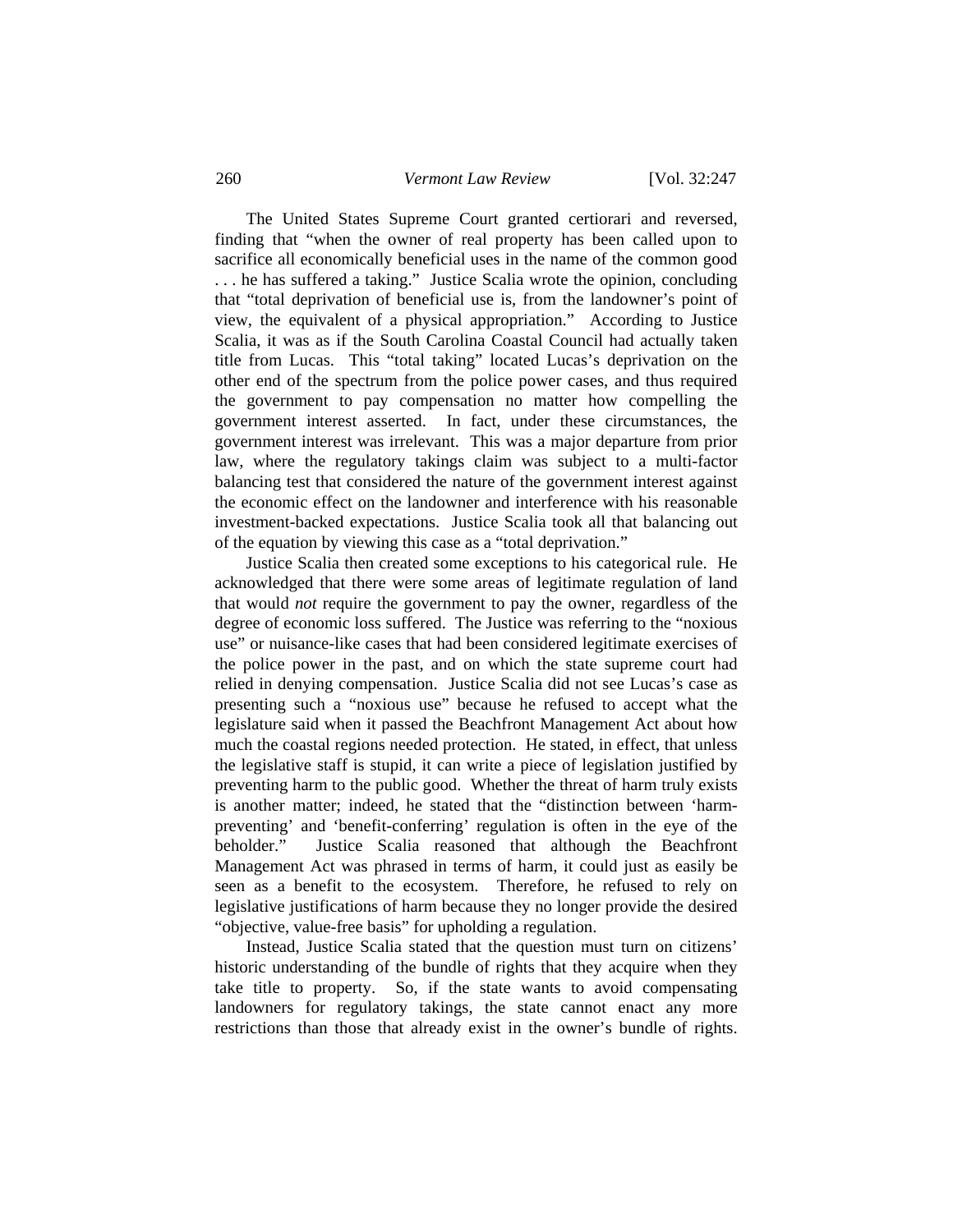The United States Supreme Court granted certiorari and reversed, finding that "when the owner of real property has been called upon to sacrifice all economically beneficial uses in the name of the common good . . . he has suffered a taking." Justice Scalia wrote the opinion, concluding that "total deprivation of beneficial use is, from the landowner's point of view, the equivalent of a physical appropriation." According to Justice Scalia, it was as if the South Carolina Coastal Council had actually taken title from Lucas. This "total taking" located Lucas's deprivation on the other end of the spectrum from the police power cases, and thus required the government to pay compensation no matter how compelling the government interest asserted. In fact, under these circumstances, the government interest was irrelevant. This was a major departure from prior law, where the regulatory takings claim was subject to a multi-factor balancing test that considered the nature of the government interest against the economic effect on the landowner and interference with his reasonable investment-backed expectations. Justice Scalia took all that balancing out of the equation by viewing this case as a "total deprivation."

Justice Scalia then created some exceptions to his categorical rule. He acknowledged that there were some areas of legitimate regulation of land that would *not* require the government to pay the owner, regardless of the degree of economic loss suffered. The Justice was referring to the "noxious use" or nuisance-like cases that had been considered legitimate exercises of the police power in the past, and on which the state supreme court had relied in denying compensation. Justice Scalia did not see Lucas's case as presenting such a "noxious use" because he refused to accept what the legislature said when it passed the Beachfront Management Act about how much the coastal regions needed protection. He stated, in effect, that unless the legislative staff is stupid, it can write a piece of legislation justified by preventing harm to the public good. Whether the threat of harm truly exists is another matter; indeed, he stated that the "distinction between 'harm-preventing' and 'benefit-conferring' regulation is often in the eye of the beholder." Justice Scalia reasoned that although the Beachfront Management Act was phrased in terms of harm, it could just as easily be seen as a benefit to the ecosystem. Therefore, he refused to rely on legislative justifications of harm because they no longer provide the desired "objective, value-free basis" for upholding a regulation.

Instead, Justice Scalia stated that the question must turn on citizens' historic understanding of the bundle of rights that they acquire when they take title to property. So, if the state wants to avoid compensating landowners for regulatory takings, the state cannot enact any more restrictions than those that already exist in the owner's bundle of rights.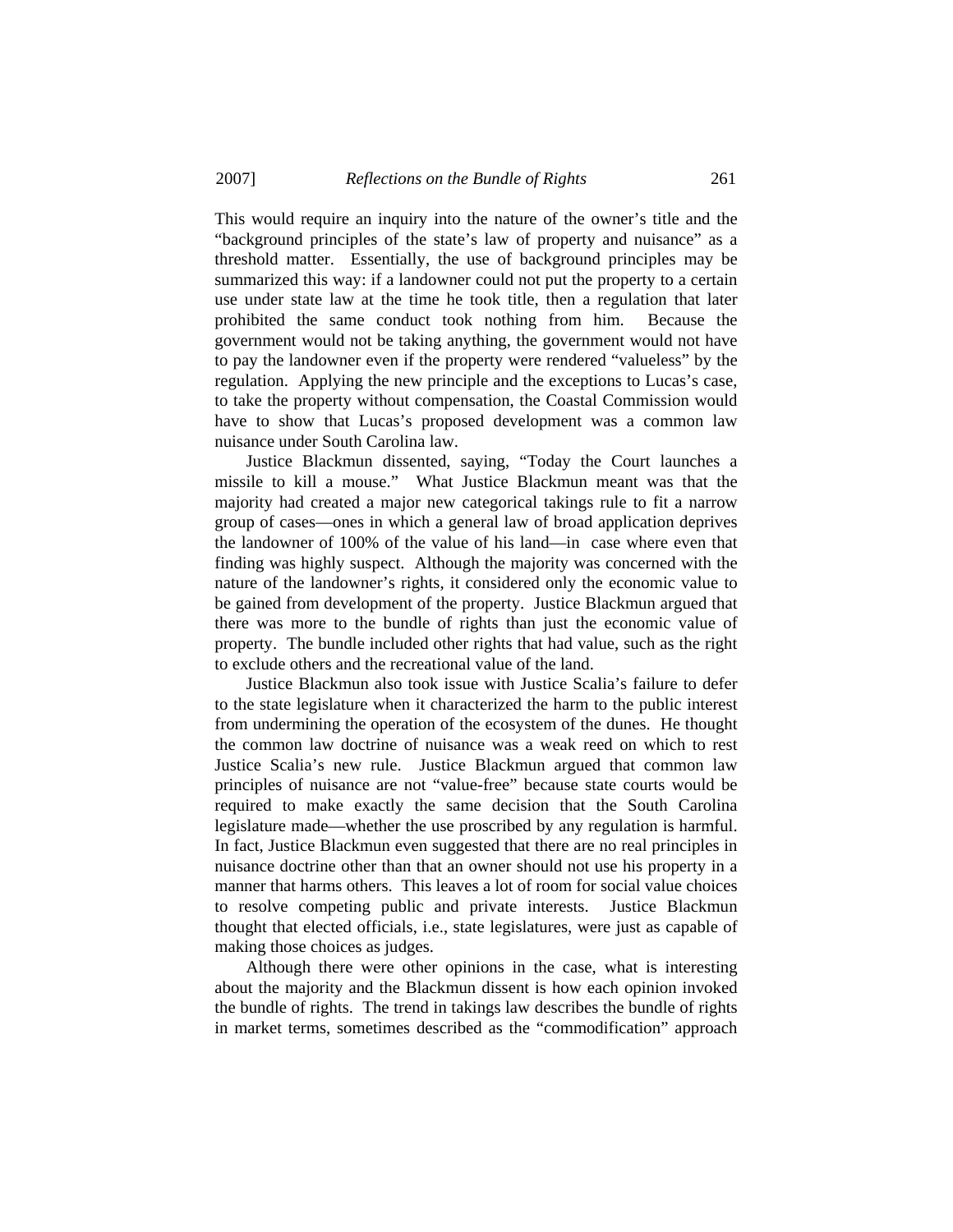This would require an inquiry into the nature of the owner's title and the "background principles of the state's law of property and nuisance" as a threshold matter. Essentially, the use of background principles may be summarized this way: if a landowner could not put the property to a certain use under state law at the time he took title, then a regulation that later prohibited the same conduct took nothing from him. Because the government would not be taking anything, the government would not have to pay the landowner even if the property were rendered "valueless" by the regulation. Applying the new principle and the exceptions to Lucas's case, to take the property without compensation, the Coastal Commission would have to show that Lucas's proposed development was a common law nuisance under South Carolina law.

Justice Blackmun dissented, saying, "Today the Court launches a missile to kill a mouse." What Justice Blackmun meant was that the majority had created a major new categorical takings rule to fit a narrow group of cases—ones in which a general law of broad application deprives the landowner of 100% of the value of his land—in case where even that finding was highly suspect. Although the majority was concerned with the nature of the landowner's rights, it considered only the economic value to be gained from development of the property. Justice Blackmun argued that there was more to the bundle of rights than just the economic value of property. The bundle included other rights that had value, such as the right to exclude others and the recreational value of the land.

Justice Blackmun also took issue with Justice Scalia's failure to defer to the state legislature when it characterized the harm to the public interest from undermining the operation of the ecosystem of the dunes. He thought the common law doctrine of nuisance was a weak reed on which to rest Justice Scalia's new rule. Justice Blackmun argued that common law principles of nuisance are not "value-free" because state courts would be required to make exactly the same decision that the South Carolina legislature made—whether the use proscribed by any regulation is harmful. In fact, Justice Blackmun even suggested that there are no real principles in nuisance doctrine other than that an owner should not use his property in a manner that harms others. This leaves a lot of room for social value choices to resolve competing public and private interests. Justice Blackmun thought that elected officials, i.e., state legislatures, were just as capable of making those choices as judges.

Although there were other opinions in the case, what is interesting about the majority and the Blackmun dissent is how each opinion invoked the bundle of rights. The trend in takings law describes the bundle of rights in market terms, sometimes described as the "commodification" approach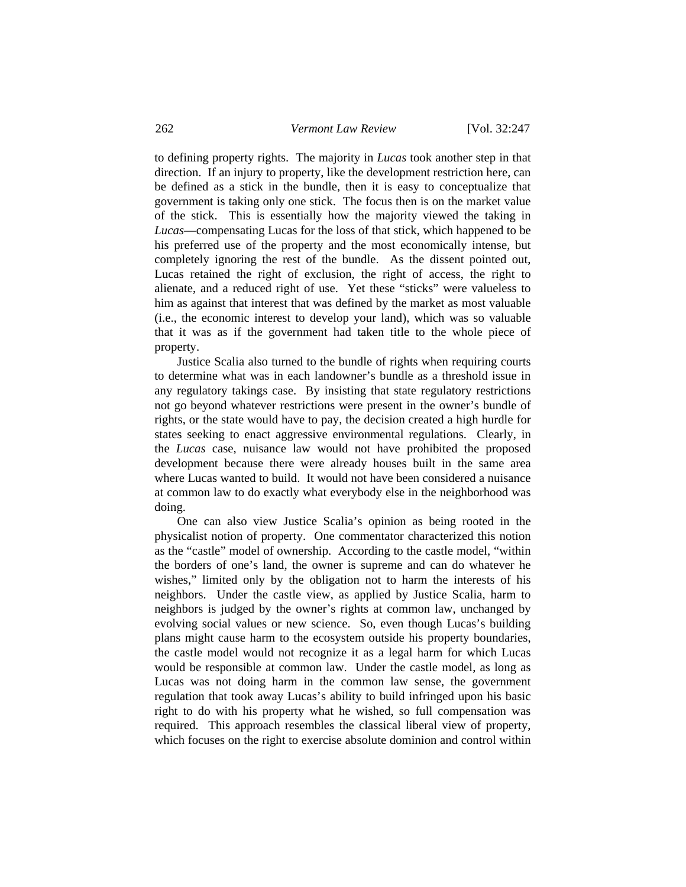to defining property rights. The majority in *Lucas* took another step in that direction. If an injury to property, like the development restriction here, can be defined as a stick in the bundle, then it is easy to conceptualize that government is taking only one stick. The focus then is on the market value of the stick. This is essentially how the majority viewed the taking in *Lucas*—compensating Lucas for the loss of that stick, which happened to be his preferred use of the property and the most economically intense, but completely ignoring the rest of the bundle. As the dissent pointed out, Lucas retained the right of exclusion, the right of access, the right to alienate, and a reduced right of use. Yet these "sticks" were valueless to him as against that interest that was defined by the market as most valuable (i.e., the economic interest to develop your land), which was so valuable that it was as if the government had taken title to the whole piece of property.

Justice Scalia also turned to the bundle of rights when requiring courts to determine what was in each landowner's bundle as a threshold issue in any regulatory takings case. By insisting that state regulatory restrictions not go beyond whatever restrictions were present in the owner's bundle of rights, or the state would have to pay, the decision created a high hurdle for states seeking to enact aggressive environmental regulations. Clearly, in the *Lucas* case, nuisance law would not have prohibited the proposed development because there were already houses built in the same area where Lucas wanted to build. It would not have been considered a nuisance at common law to do exactly what everybody else in the neighborhood was doing.

One can also view Justice Scalia's opinion as being rooted in the physicalist notion of property. One commentator characterized this notion as the "castle" model of ownership. According to the castle model, "within the borders of one's land, the owner is supreme and can do whatever he wishes," limited only by the obligation not to harm the interests of his neighbors. Under the castle view, as applied by Justice Scalia, harm to neighbors is judged by the owner's rights at common law, unchanged by evolving social values or new science. So, even though Lucas's building plans might cause harm to the ecosystem outside his property boundaries, the castle model would not recognize it as a legal harm for which Lucas would be responsible at common law. Under the castle model, as long as Lucas was not doing harm in the common law sense, the government regulation that took away Lucas's ability to build infringed upon his basic right to do with his property what he wished, so full compensation was required. This approach resembles the classical liberal view of property, which focuses on the right to exercise absolute dominion and control within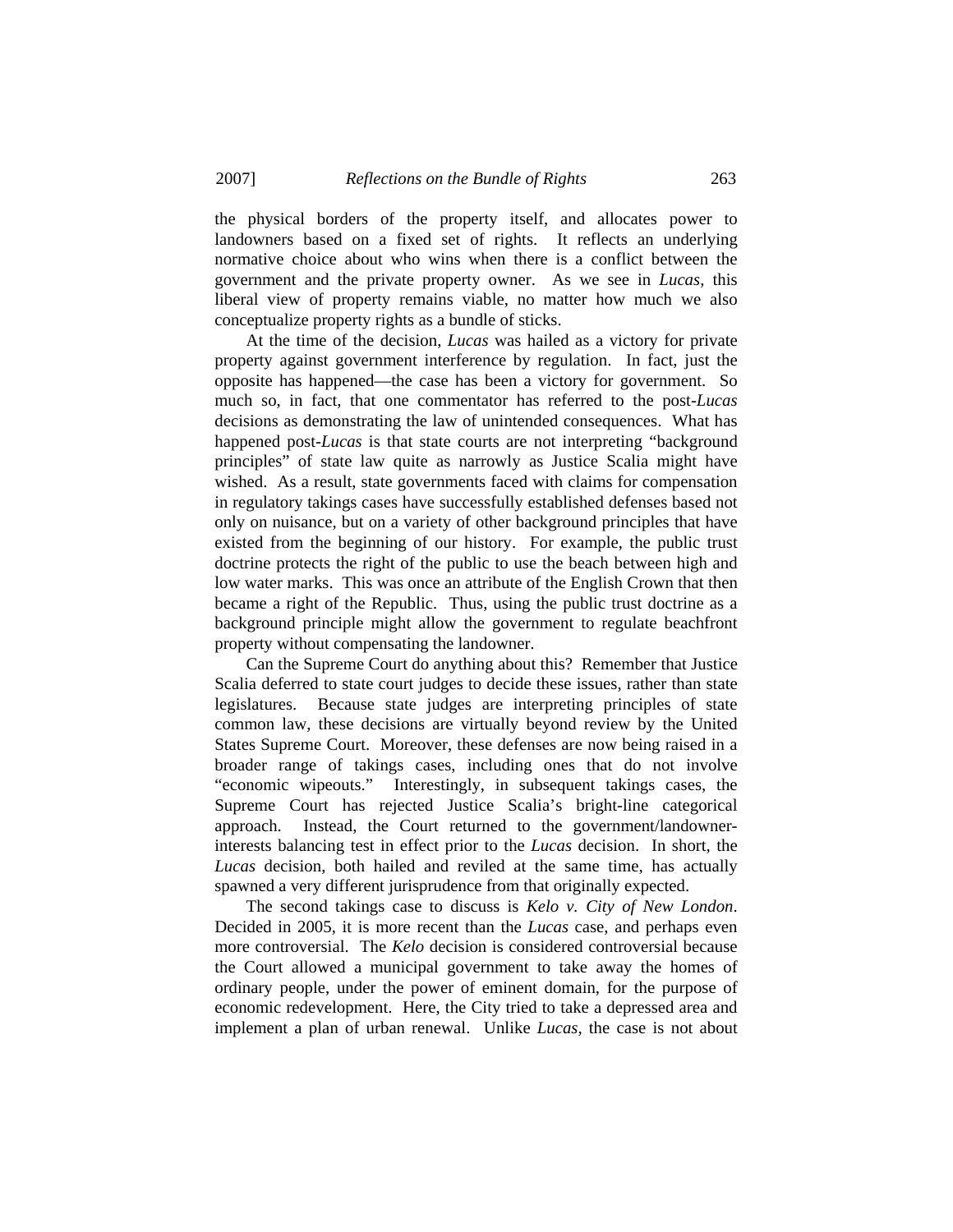the physical borders of the property itself, and allocates power to landowners based on a fixed set of rights. It reflects an underlying normative choice about who wins when there is a conflict between the government and the private property owner. As we see in *Lucas*, this liberal view of property remains viable, no matter how much we also conceptualize property rights as a bundle of sticks.

At the time of the decision, *Lucas* was hailed as a victory for private property against government interference by regulation. In fact, just the opposite has happened—the case has been a victory for government. So much so, in fact, that one commentator has referred to the post-*Lucas* decisions as demonstrating the law of unintended consequences. What has happened post-*Lucas* is that state courts are not interpreting "background principles" of state law quite as narrowly as Justice Scalia might have wished. As a result, state governments faced with claims for compensation in regulatory takings cases have successfully established defenses based not only on nuisance, but on a variety of other background principles that have existed from the beginning of our history. For example, the public trust doctrine protects the right of the public to use the beach between high and low water marks. This was once an attribute of the English Crown that then became a right of the Republic. Thus, using the public trust doctrine as a background principle might allow the government to regulate beachfront property without compensating the landowner.

Can the Supreme Court do anything about this? Remember that Justice Scalia deferred to state court judges to decide these issues, rather than state legislatures. Because state judges are interpreting principles of state common law, these decisions are virtually beyond review by the United States Supreme Court. Moreover, these defenses are now being raised in a broader range of takings cases, including ones that do not involve "economic wipeouts." Interestingly, in subsequent takings cases, the Supreme Court has rejected Justice Scalia's bright-line categorical approach. Instead, the Court returned to the government/landowner-interests balancing test in effect prior to the *Lucas* decision. In short, the *Lucas* decision, both hailed and reviled at the same time, has actually spawned a very different jurisprudence from that originally expected.

The second takings case to discuss is *Kelo v. City of New London*. Decided in 2005, it is more recent than the *Lucas* case, and perhaps even more controversial. The *Kelo* decision is considered controversial because the Court allowed a municipal government to take away the homes of ordinary people, under the power of eminent domain, for the purpose of economic redevelopment. Here, the City tried to take a depressed area and implement a plan of urban renewal. Unlike *Lucas*, the case is not about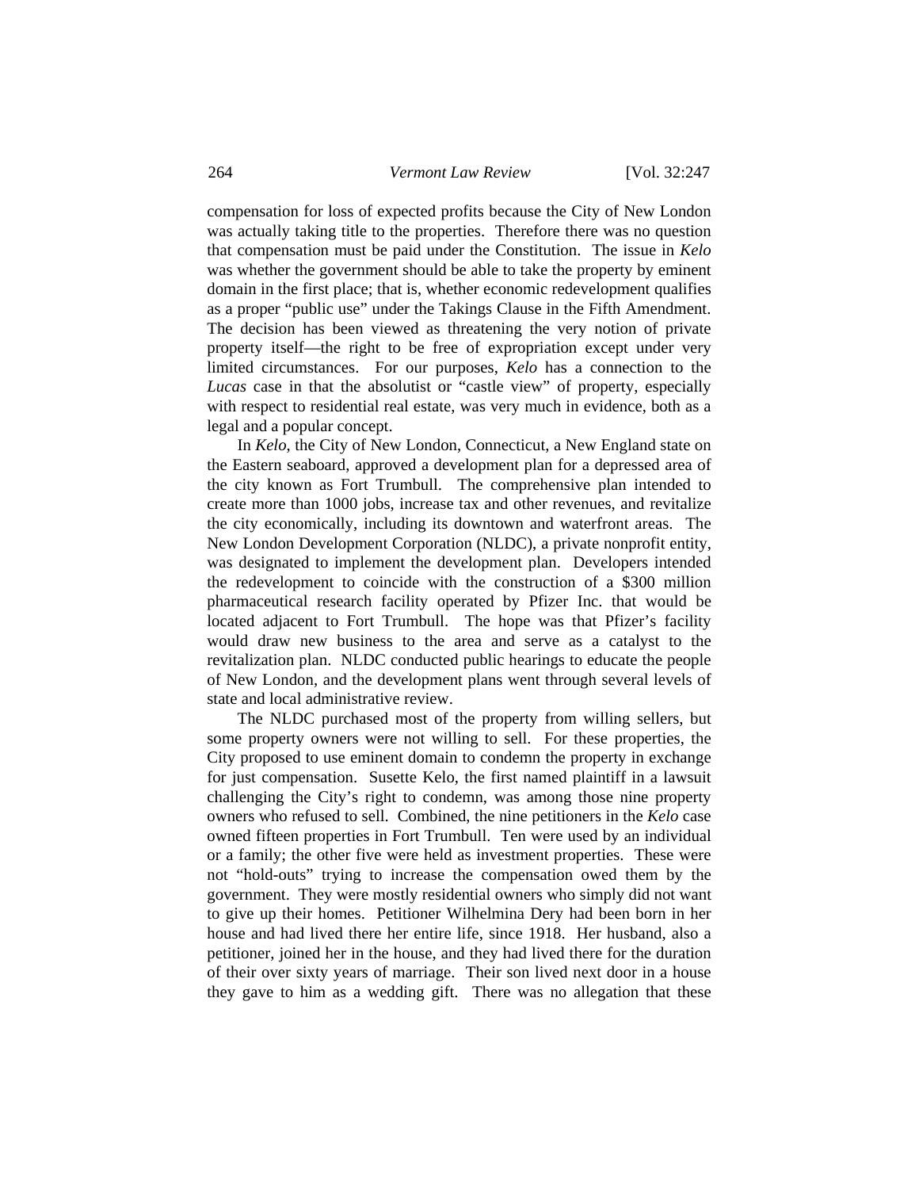compensation for loss of expected profits because the City of New London was actually taking title to the properties. Therefore there was no question that compensation must be paid under the Constitution. The issue in *Kelo* was whether the government should be able to take the property by eminent domain in the first place; that is, whether economic redevelopment qualifies as a proper "public use" under the Takings Clause in the Fifth Amendment. The decision has been viewed as threatening the very notion of private property itself—the right to be free of expropriation except under very limited circumstances. For our purposes, *Kelo* has a connection to the *Lucas* case in that the absolutist or "castle view" of property, especially with respect to residential real estate, was very much in evidence, both as a legal and a popular concept.

In *Kelo*, the City of New London, Connecticut, a New England state on the Eastern seaboard, approved a development plan for a depressed area of the city known as Fort Trumbull. The comprehensive plan intended to create more than 1000 jobs, increase tax and other revenues, and revitalize the city economically, including its downtown and waterfront areas. The New London Development Corporation (NLDC), a private nonprofit entity, was designated to implement the development plan. Developers intended the redevelopment to coincide with the construction of a $300 million pharmaceutical research facility operated by Pfizer Inc. that would be located adjacent to Fort Trumbull. The hope was that Pfizer's facility would draw new business to the area and serve as a catalyst to the revitalization plan. NLDC conducted public hearings to educate the people of New London, and the development plans went through several levels of state and local administrative review.

The NLDC purchased most of the property from willing sellers, but some property owners were not willing to sell. For these properties, the City proposed to use eminent domain to condemn the property in exchange for just compensation. Susette Kelo, the first named plaintiff in a lawsuit challenging the City's right to condemn, was among those nine property owners who refused to sell. Combined, the nine petitioners in the *Kelo* case owned fifteen properties in Fort Trumbull. Ten were used by an individual or a family; the other five were held as investment properties. These were not "hold-outs" trying to increase the compensation owed them by the government. They were mostly residential owners who simply did not want to give up their homes. Petitioner Wilhelmina Dery had been born in her house and had lived there her entire life, since 1918. Her husband, also a petitioner, joined her in the house, and they had lived there for the duration of their over sixty years of marriage. Their son lived next door in a house they gave to him as a wedding gift. There was no allegation that these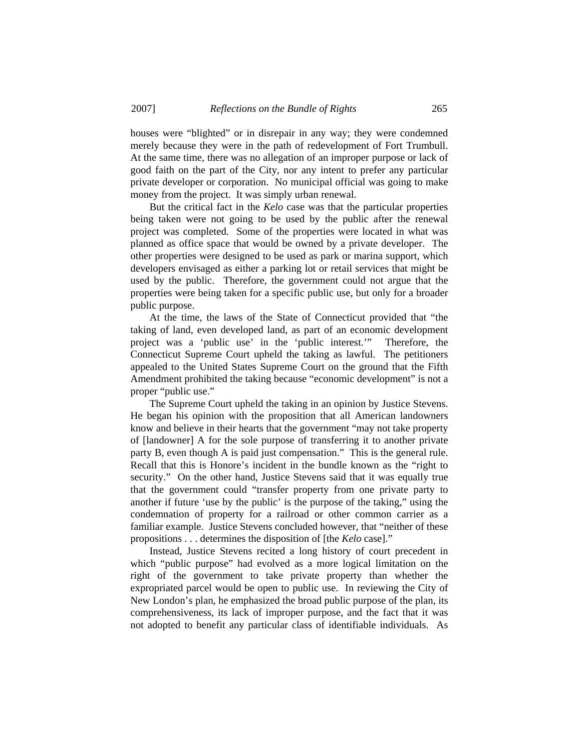houses were "blighted" or in disrepair in any way; they were condemned merely because they were in the path of redevelopment of Fort Trumbull. At the same time, there was no allegation of an improper purpose or lack of good faith on the part of the City, nor any intent to prefer any particular private developer or corporation. No municipal official was going to make money from the project. It was simply urban renewal.

But the critical fact in the *Kelo* case was that the particular properties being taken were not going to be used by the public after the renewal project was completed. Some of the properties were located in what was planned as office space that would be owned by a private developer. The other properties were designed to be used as park or marina support, which developers envisaged as either a parking lot or retail services that might be used by the public. Therefore, the government could not argue that the properties were being taken for a specific public use, but only for a broader public purpose.

At the time, the laws of the State of Connecticut provided that "the taking of land, even developed land, as part of an economic development project was a 'public use' in the 'public interest.'" Therefore, the Connecticut Supreme Court upheld the taking as lawful. The petitioners appealed to the United States Supreme Court on the ground that the Fifth Amendment prohibited the taking because "economic development" is not a proper "public use."

The Supreme Court upheld the taking in an opinion by Justice Stevens. He began his opinion with the proposition that all American landowners know and believe in their hearts that the government "may not take property of [landowner] A for the sole purpose of transferring it to another private party B, even though A is paid just compensation." This is the general rule. Recall that this is Honore's incident in the bundle known as the "right to security." On the other hand, Justice Stevens said that it was equally true that the government could "transfer property from one private party to another if future 'use by the public' is the purpose of the taking," using the condemnation of property for a railroad or other common carrier as a familiar example. Justice Stevens concluded however, that "neither of these propositions . . . determines the disposition of [the *Kelo* case]."

Instead, Justice Stevens recited a long history of court precedent in which "public purpose" had evolved as a more logical limitation on the right of the government to take private property than whether the expropriated parcel would be open to public use. In reviewing the City of New London's plan, he emphasized the broad public purpose of the plan, its comprehensiveness, its lack of improper purpose, and the fact that it was not adopted to benefit any particular class of identifiable individuals. As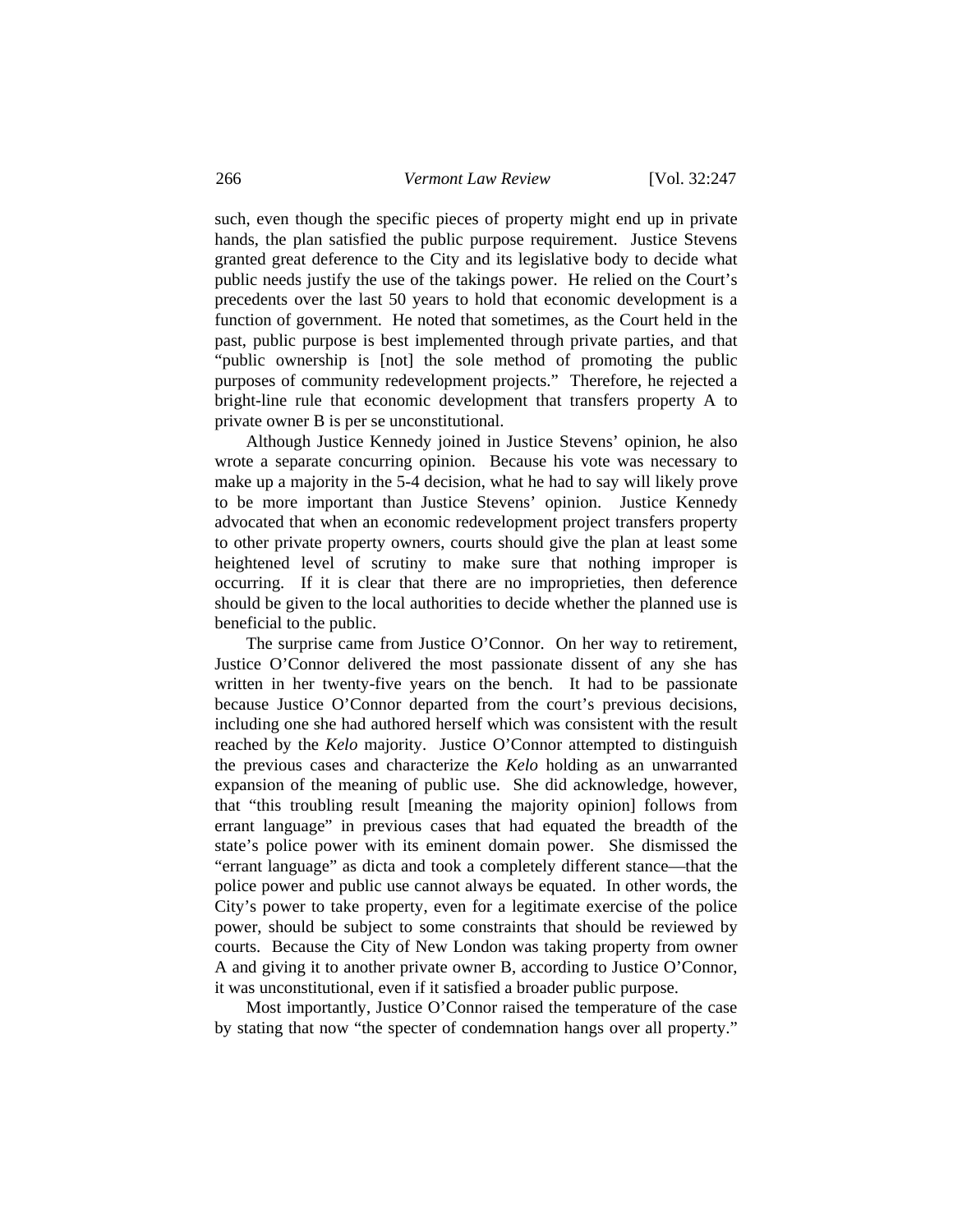such, even though the specific pieces of property might end up in private hands, the plan satisfied the public purpose requirement. Justice Stevens granted great deference to the City and its legislative body to decide what public needs justify the use of the takings power. He relied on the Court's precedents over the last 50 years to hold that economic development is a function of government. He noted that sometimes, as the Court held in the past, public purpose is best implemented through private parties, and that "public ownership is [not] the sole method of promoting the public purposes of community redevelopment projects." Therefore, he rejected a bright-line rule that economic development that transfers property A to private owner B is per se unconstitutional.

Although Justice Kennedy joined in Justice Stevens' opinion, he also wrote a separate concurring opinion. Because his vote was necessary to make up a majority in the 5-4 decision, what he had to say will likely prove to be more important than Justice Stevens' opinion. Justice Kennedy advocated that when an economic redevelopment project transfers property to other private property owners, courts should give the plan at least some heightened level of scrutiny to make sure that nothing improper is occurring. If it is clear that there are no improprieties, then deference should be given to the local authorities to decide whether the planned use is beneficial to the public.

The surprise came from Justice O'Connor. On her way to retirement, Justice O'Connor delivered the most passionate dissent of any she has written in her twenty-five years on the bench. It had to be passionate because Justice O'Connor departed from the court's previous decisions, including one she had authored herself which was consistent with the result reached by the *Kelo* majority. Justice O'Connor attempted to distinguish the previous cases and characterize the *Kelo* holding as an unwarranted expansion of the meaning of public use. She did acknowledge, however, that "this troubling result [meaning the majority opinion] follows from errant language" in previous cases that had equated the breadth of the state's police power with its eminent domain power. She dismissed the "errant language" as dicta and took a completely different stance—that the police power and public use cannot always be equated. In other words, the City's power to take property, even for a legitimate exercise of the police power, should be subject to some constraints that should be reviewed by courts. Because the City of New London was taking property from owner A and giving it to another private owner B, according to Justice O'Connor, it was unconstitutional, even if it satisfied a broader public purpose.

Most importantly, Justice O'Connor raised the temperature of the case by stating that now "the specter of condemnation hangs over all property."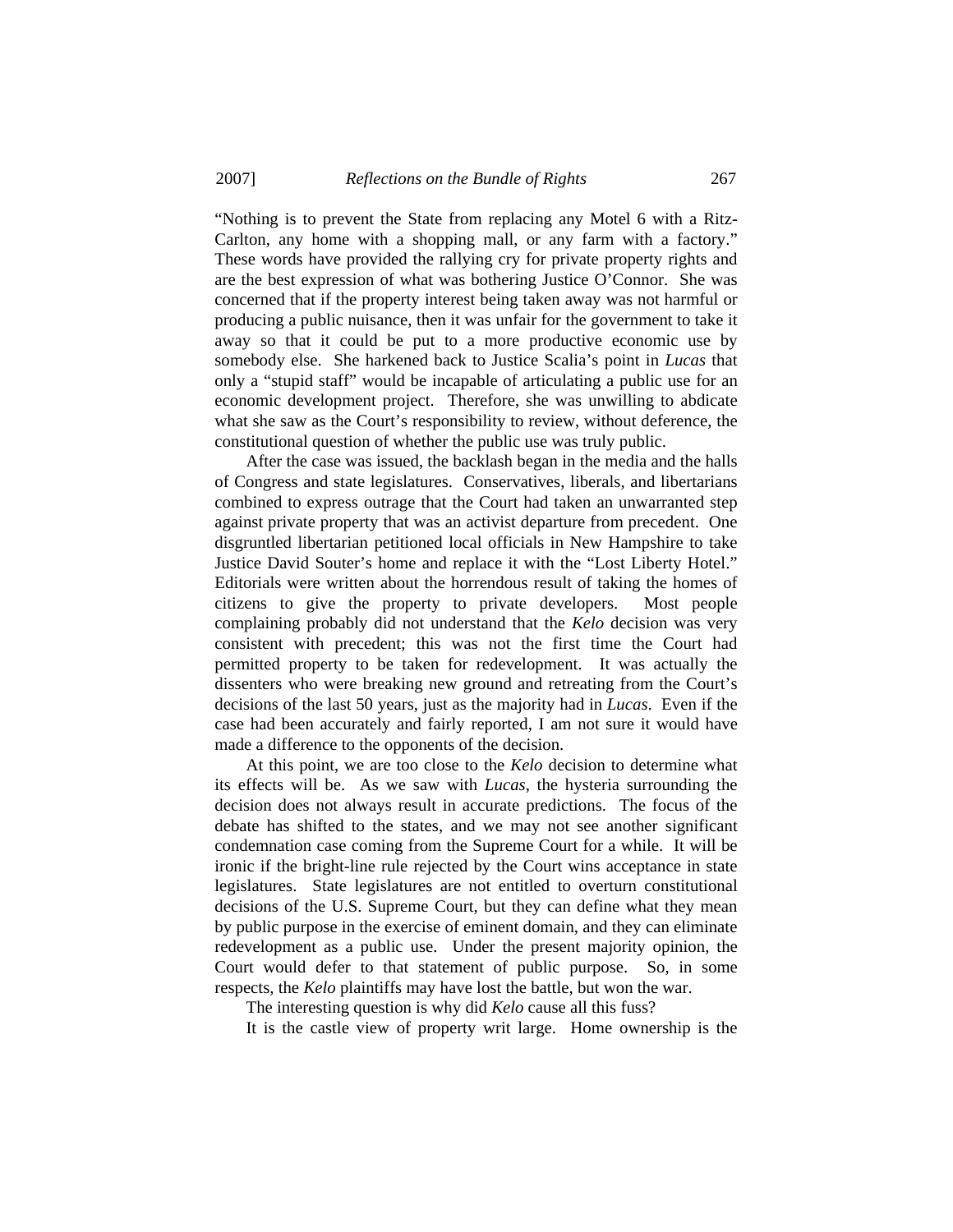"Nothing is to prevent the State from replacing any Motel 6 with a Ritz-Carlton, any home with a shopping mall, or any farm with a factory." These words have provided the rallying cry for private property rights and are the best expression of what was bothering Justice O'Connor. She was concerned that if the property interest being taken away was not harmful or producing a public nuisance, then it was unfair for the government to take it away so that it could be put to a more productive economic use by somebody else. She harkened back to Justice Scalia's point in *Lucas* that only a "stupid staff" would be incapable of articulating a public use for an economic development project. Therefore, she was unwilling to abdicate what she saw as the Court's responsibility to review, without deference, the constitutional question of whether the public use was truly public.

After the case was issued, the backlash began in the media and the halls of Congress and state legislatures. Conservatives, liberals, and libertarians combined to express outrage that the Court had taken an unwarranted step against private property that was an activist departure from precedent. One disgruntled libertarian petitioned local officials in New Hampshire to take Justice David Souter's home and replace it with the "Lost Liberty Hotel." Editorials were written about the horrendous result of taking the homes of citizens to give the property to private developers. Most people complaining probably did not understand that the *Kelo* decision was very consistent with precedent; this was not the first time the Court had permitted property to be taken for redevelopment. It was actually the dissenters who were breaking new ground and retreating from the Court's decisions of the last 50 years, just as the majority had in *Lucas*. Even if the case had been accurately and fairly reported, I am not sure it would have made a difference to the opponents of the decision.

At this point, we are too close to the *Kelo* decision to determine what its effects will be. As we saw with *Lucas*, the hysteria surrounding the decision does not always result in accurate predictions. The focus of the debate has shifted to the states, and we may not see another significant condemnation case coming from the Supreme Court for a while. It will be ironic if the bright-line rule rejected by the Court wins acceptance in state legislatures. State legislatures are not entitled to overturn constitutional decisions of the U.S. Supreme Court, but they can define what they mean by public purpose in the exercise of eminent domain, and they can eliminate redevelopment as a public use. Under the present majority opinion, the Court would defer to that statement of public purpose. So, in some respects, the *Kelo* plaintiffs may have lost the battle, but won the war.

The interesting question is why did *Kelo* cause all this fuss?

It is the castle view of property writ large. Home ownership is the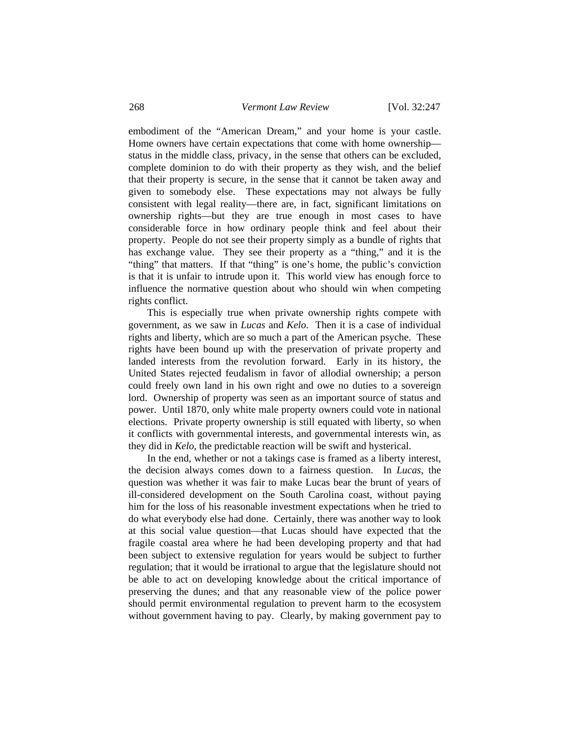embodiment of the "American Dream," and your home is your castle. Home owners have certain expectations that come with home ownership—status in the middle class, privacy, in the sense that others can be excluded, complete dominion to do with their property as they wish, and the belief that their property is secure, in the sense that it cannot be taken away and given to somebody else. These expectations may not always be fully consistent with legal reality—there are, in fact, significant limitations on ownership rights—but they are true enough in most cases to have considerable force in how ordinary people think and feel about their property. People do not see their property simply as a bundle of rights that has exchange value. They see their property as a "thing," and it is the "thing" that matters. If that "thing" is one's home, the public's conviction is that it is unfair to intrude upon it. This world view has enough force to influence the normative question about who should win when competing rights conflict.

This is especially true when private ownership rights compete with government, as we saw in *Lucas* and *Kelo*. Then it is a case of individual rights and liberty, which are so much a part of the American psyche. These rights have been bound up with the preservation of private property and landed interests from the revolution forward. Early in its history, the United States rejected feudalism in favor of allodial ownership; a person could freely own land in his own right and owe no duties to a sovereign lord. Ownership of property was seen as an important source of status and power. Until 1870, only white male property owners could vote in national elections. Private property ownership is still equated with liberty, so when it conflicts with governmental interests, and governmental interests win, as they did in *Kelo*, the predictable reaction will be swift and hysterical.

In the end, whether or not a takings case is framed as a liberty interest, the decision always comes down to a fairness question. In *Lucas*, the question was whether it was fair to make Lucas bear the brunt of years of ill-considered development on the South Carolina coast, without paying him for the loss of his reasonable investment expectations when he tried to do what everybody else had done. Certainly, there was another way to look at this social value question—that Lucas should have expected that the fragile coastal area where he had been developing property and that had been subject to extensive regulation for years would be subject to further regulation; that it would be irrational to argue that the legislature should not be able to act on developing knowledge about the critical importance of preserving the dunes; and that any reasonable view of the police power should permit environmental regulation to prevent harm to the ecosystem without government having to pay. Clearly, by making government pay to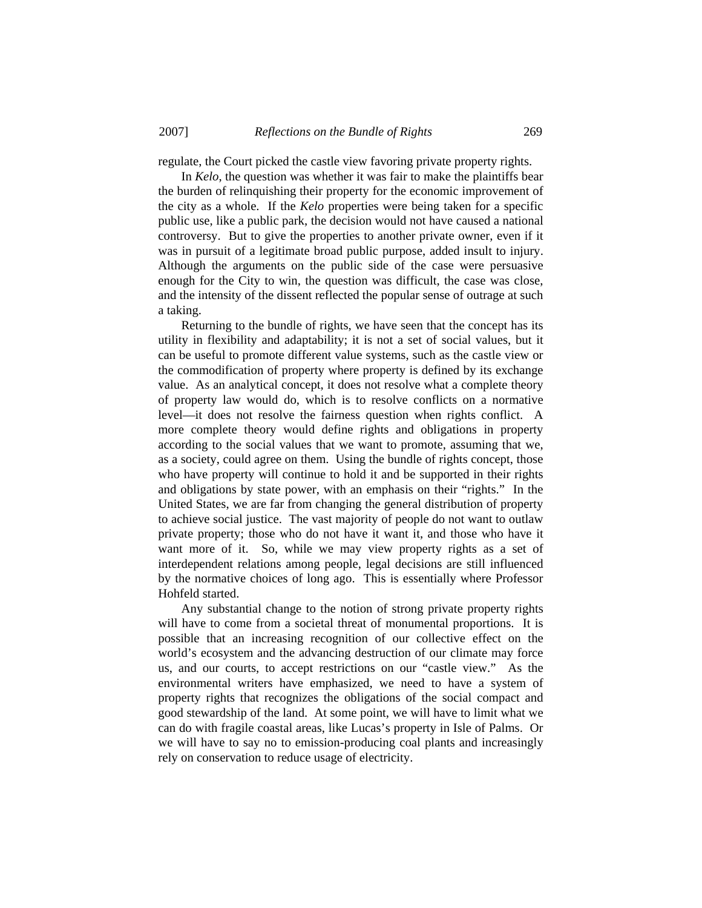regulate, the Court picked the castle view favoring private property rights.

In *Kelo,* the question was whether it was fair to make the plaintiffs bear the burden of relinquishing their property for the economic improvement of the city as a whole. If the *Kelo* properties were being taken for a specific public use, like a public park, the decision would not have caused a national controversy. But to give the properties to another private owner, even if it was in pursuit of a legitimate broad public purpose, added insult to injury. Although the arguments on the public side of the case were persuasive enough for the City to win, the question was difficult, the case was close, and the intensity of the dissent reflected the popular sense of outrage at such a taking.

Returning to the bundle of rights, we have seen that the concept has its utility in flexibility and adaptability; it is not a set of social values, but it can be useful to promote different value systems, such as the castle view or the commodification of property where property is defined by its exchange value. As an analytical concept, it does not resolve what a complete theory of property law would do, which is to resolve conflicts on a normative level—it does not resolve the fairness question when rights conflict. A more complete theory would define rights and obligations in property according to the social values that we want to promote, assuming that we, as a society, could agree on them. Using the bundle of rights concept, those who have property will continue to hold it and be supported in their rights and obligations by state power, with an emphasis on their "rights." In the United States, we are far from changing the general distribution of property to achieve social justice. The vast majority of people do not want to outlaw private property; those who do not have it want it, and those who have it want more of it. So, while we may view property rights as a set of interdependent relations among people, legal decisions are still influenced by the normative choices of long ago. This is essentially where Professor Hohfeld started.

Any substantial change to the notion of strong private property rights will have to come from a societal threat of monumental proportions. It is possible that an increasing recognition of our collective effect on the world's ecosystem and the advancing destruction of our climate may force us, and our courts, to accept restrictions on our "castle view." As the environmental writers have emphasized, we need to have a system of property rights that recognizes the obligations of the social compact and good stewardship of the land. At some point, we will have to limit what we can do with fragile coastal areas, like Lucas's property in Isle of Palms. Or we will have to say no to emission-producing coal plants and increasingly rely on conservation to reduce usage of electricity.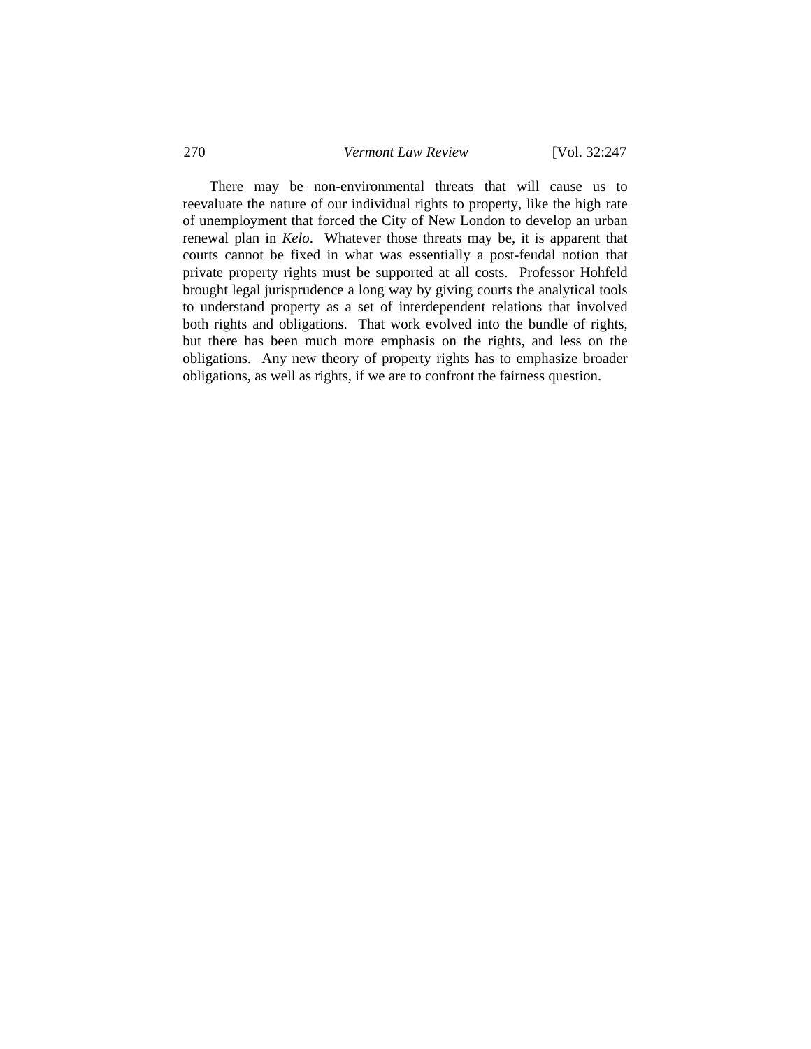There may be non-environmental threats that will cause us to reevaluate the nature of our individual rights to property, like the high rate of unemployment that forced the City of New London to develop an urban renewal plan in *Kelo*. Whatever those threats may be, it is apparent that courts cannot be fixed in what was essentially a post-feudal notion that private property rights must be supported at all costs. Professor Hohfeld brought legal jurisprudence a long way by giving courts the analytical tools to understand property as a set of interdependent relations that involved both rights and obligations. That work evolved into the bundle of rights, but there has been much more emphasis on the rights, and less on the obligations. Any new theory of property rights has to emphasize broader obligations, as well as rights, if we are to confront the fairness question.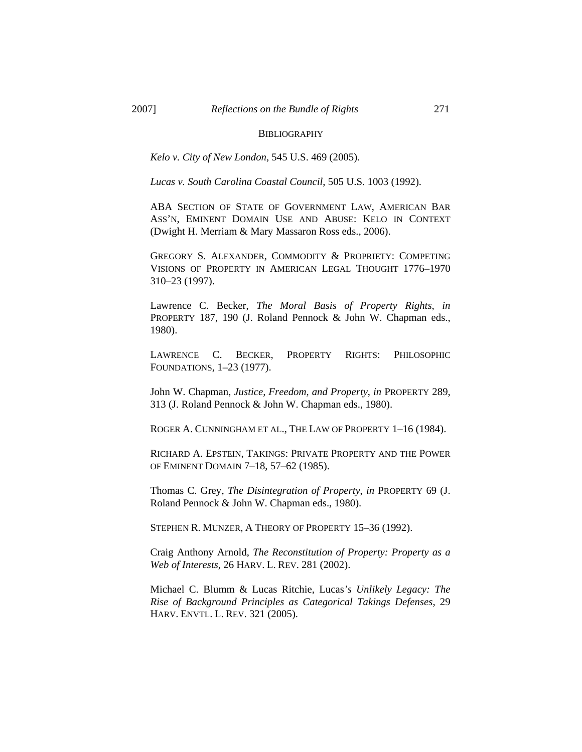## BIBLIOGRAPHY

*Kelo v. City of New London*, 545 U.S. 469 (2005).

*Lucas v. South Carolina Coastal Council*, 505 U.S. 1003 (1992).

ABA SECTION OF STATE OF GOVERNMENT LAW, AMERICAN BAR ASS'N, EMINENT DOMAIN USE AND ABUSE: KELO IN CONTEXT (Dwight H. Merriam & Mary Massaron Ross eds., 2006).

GREGORY S. ALEXANDER, COMMODITY & PROPRIETY: COMPETING VISIONS OF PROPERTY IN AMERICAN LEGAL THOUGHT 1776–1970 310–23 (1997).

Lawrence C. Becker, *The Moral Basis of Property Rights*, *in* PROPERTY 187, 190 (J. Roland Pennock & John W. Chapman eds., 1980).

LAWRENCE C. BECKER, PROPERTY RIGHTS: PHILOSOPHIC FOUNDATIONS, 1–23 (1977).

John W. Chapman, *Justice, Freedom, and Property*, *in* PROPERTY 289, 313 (J. Roland Pennock & John W. Chapman eds., 1980).

ROGER A. CUNNINGHAM ET AL., THE LAW OF PROPERTY 1–16 (1984).

RICHARD A. EPSTEIN, TAKINGS: PRIVATE PROPERTY AND THE POWER OF EMINENT DOMAIN 7–18, 57–62 (1985).

Thomas C. Grey, *The Disintegration of Property*, *in* PROPERTY 69 (J. Roland Pennock & John W. Chapman eds., 1980).

STEPHEN R. MUNZER, A THEORY OF PROPERTY 15–36 (1992).

Craig Anthony Arnold, *The Reconstitution of Property: Property as a Web of Interests*, 26 HARV. L. REV. 281 (2002).

Michael C. Blumm & Lucas Ritchie, Lucas*'s Unlikely Legacy: The Rise of Background Principles as Categorical Takings Defenses*, 29 HARV. ENVTL. L. REV. 321 (2005).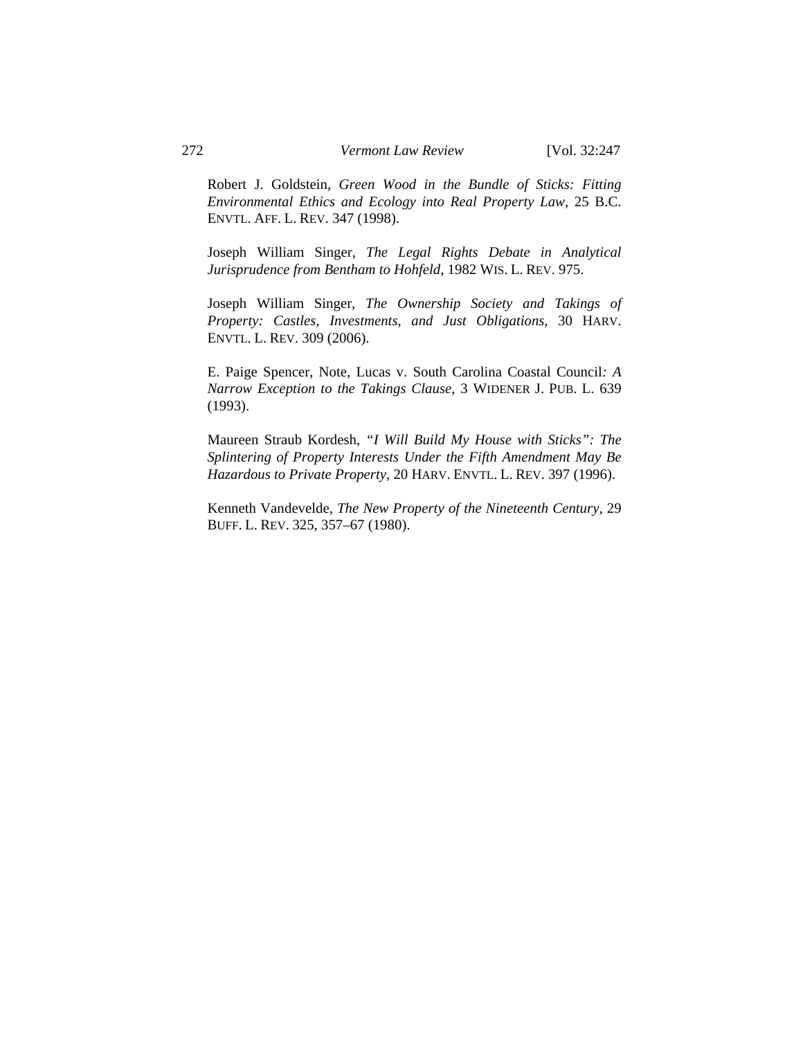Robert J. Goldstein, *Green Wood in the Bundle of Sticks: Fitting Environmental Ethics and Ecology into Real Property Law*, 25 B.C. ENVTL. AFF. L. REV. 347 (1998).

Joseph William Singer, *The Legal Rights Debate in Analytical Jurisprudence from Bentham to Hohfeld*, 1982 WIS. L. REV. 975.

Joseph William Singer, *The Ownership Society and Takings of Property: Castles, Investments, and Just Obligations*, 30 HARV. ENVTL. L. REV. 309 (2006).

E. Paige Spencer, Note, Lucas v. South Carolina Coastal Council*: A Narrow Exception to the Takings Clause*, 3 WIDENER J. PUB. L. 639 (1993).

Maureen Straub Kordesh, *"I Will Build My House with Sticks": The Splintering of Property Interests Under the Fifth Amendment May Be Hazardous to Private Property*, 20 HARV. ENVTL. L. REV. 397 (1996).

Kenneth Vandevelde, *The New Property of the Nineteenth Century*, 29 BUFF. L. REV. 325, 357–67 (1980).